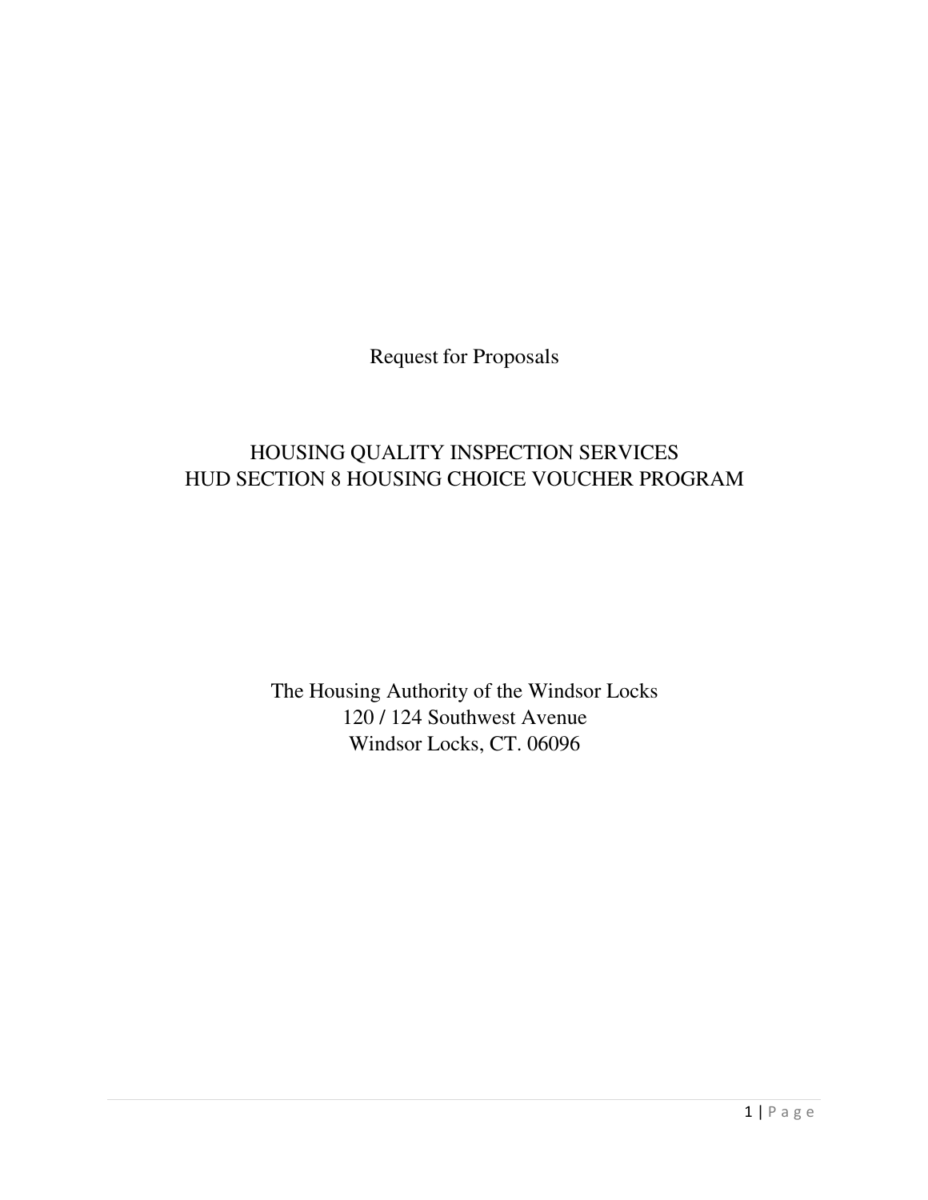Request for Proposals

# HOUSING QUALITY INSPECTION SERVICES
# HUD SECTION 8 HOUSING CHOICE VOUCHER PROGRAM

The Housing Authority of the Windsor Locks
120 / 124 Southwest Avenue
Windsor Locks, CT. 06096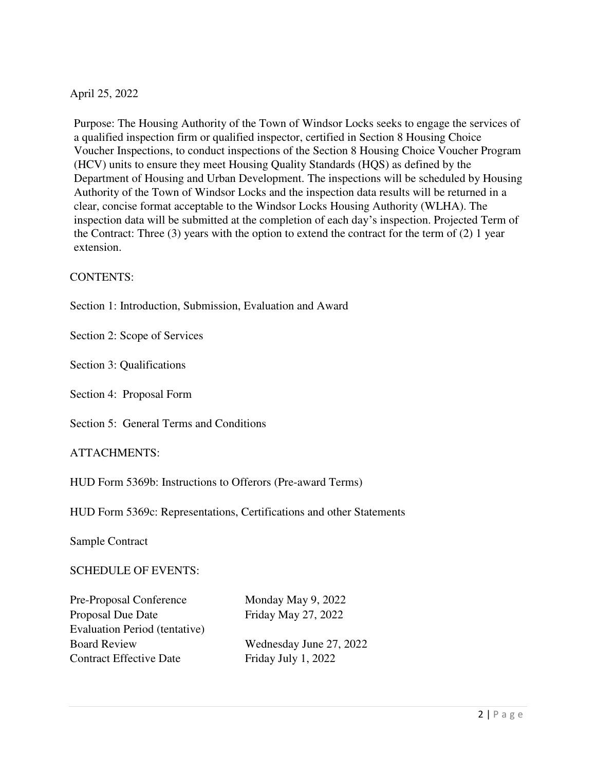April 25, 2022

Purpose: The Housing Authority of the Town of Windsor Locks seeks to engage the services of a qualified inspection firm or qualified inspector, certified in Section 8 Housing Choice Voucher Inspections, to conduct inspections of the Section 8 Housing Choice Voucher Program (HCV) units to ensure they meet Housing Quality Standards (HQS) as defined by the Department of Housing and Urban Development. The inspections will be scheduled by Housing Authority of the Town of Windsor Locks and the inspection data results will be returned in a clear, concise format acceptable to the Windsor Locks Housing Authority (WLHA). The inspection data will be submitted at the completion of each day's inspection. Projected Term of the Contract: Three (3) years with the option to extend the contract for the term of (2) 1 year extension.

CONTENTS:

Section 1: Introduction, Submission, Evaluation and Award

Section 2: Scope of Services

Section 3: Qualifications

Section 4: Proposal Form

Section 5: General Terms and Conditions

ATTACHMENTS:

HUD Form 5369b: Instructions to Offerors (Pre-award Terms)

HUD Form 5369c: Representations, Certifications and other Statements

Sample Contract

SCHEDULE OF EVENTS:

| | |
|---|---|
| Pre-Proposal Conference | Monday May 9, 2022 |
| Proposal Due Date | Friday May 27, 2022 |
| Evaluation Period (tentative) | |
| Board Review | Wednesday June 27, 2022 |
| Contract Effective Date | Friday July 1, 2022 |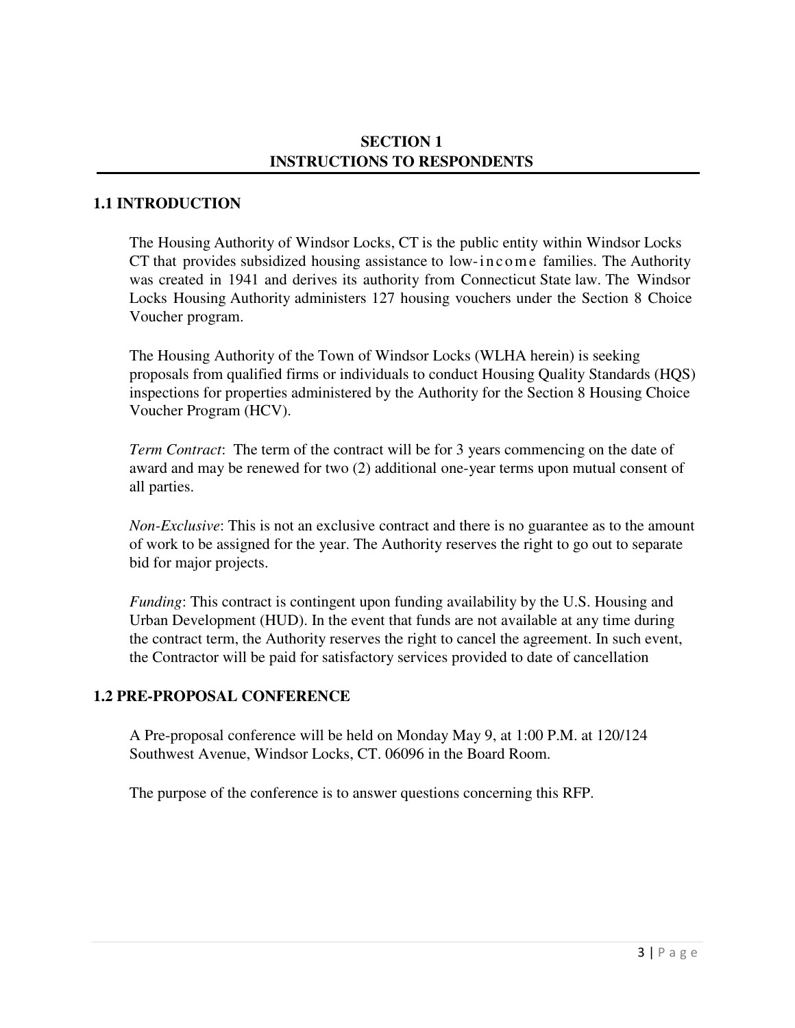# SECTION 1
# INSTRUCTIONS TO RESPONDENTS

## 1.1 INTRODUCTION

The Housing Authority of Windsor Locks, CT is the public entity within Windsor Locks CT that provides subsidized housing assistance to low-income families. The Authority was created in 1941 and derives its authority from Connecticut State law. The Windsor Locks Housing Authority administers 127 housing vouchers under the Section 8 Choice Voucher program.

The Housing Authority of the Town of Windsor Locks (WLHA herein) is seeking proposals from qualified firms or individuals to conduct Housing Quality Standards (HQS) inspections for properties administered by the Authority for the Section 8 Housing Choice Voucher Program (HCV).

*Term Contract*: The term of the contract will be for 3 years commencing on the date of award and may be renewed for two (2) additional one-year terms upon mutual consent of all parties.

*Non-Exclusive*: This is not an exclusive contract and there is no guarantee as to the amount of work to be assigned for the year. The Authority reserves the right to go out to separate bid for major projects.

*Funding*: This contract is contingent upon funding availability by the U.S. Housing and Urban Development (HUD). In the event that funds are not available at any time during the contract term, the Authority reserves the right to cancel the agreement. In such event, the Contractor will be paid for satisfactory services provided to date of cancellation

## 1.2 PRE-PROPOSAL CONFERENCE

A Pre-proposal conference will be held on Monday May 9, at 1:00 P.M. at 120/124 Southwest Avenue, Windsor Locks, CT. 06096 in the Board Room.

The purpose of the conference is to answer questions concerning this RFP.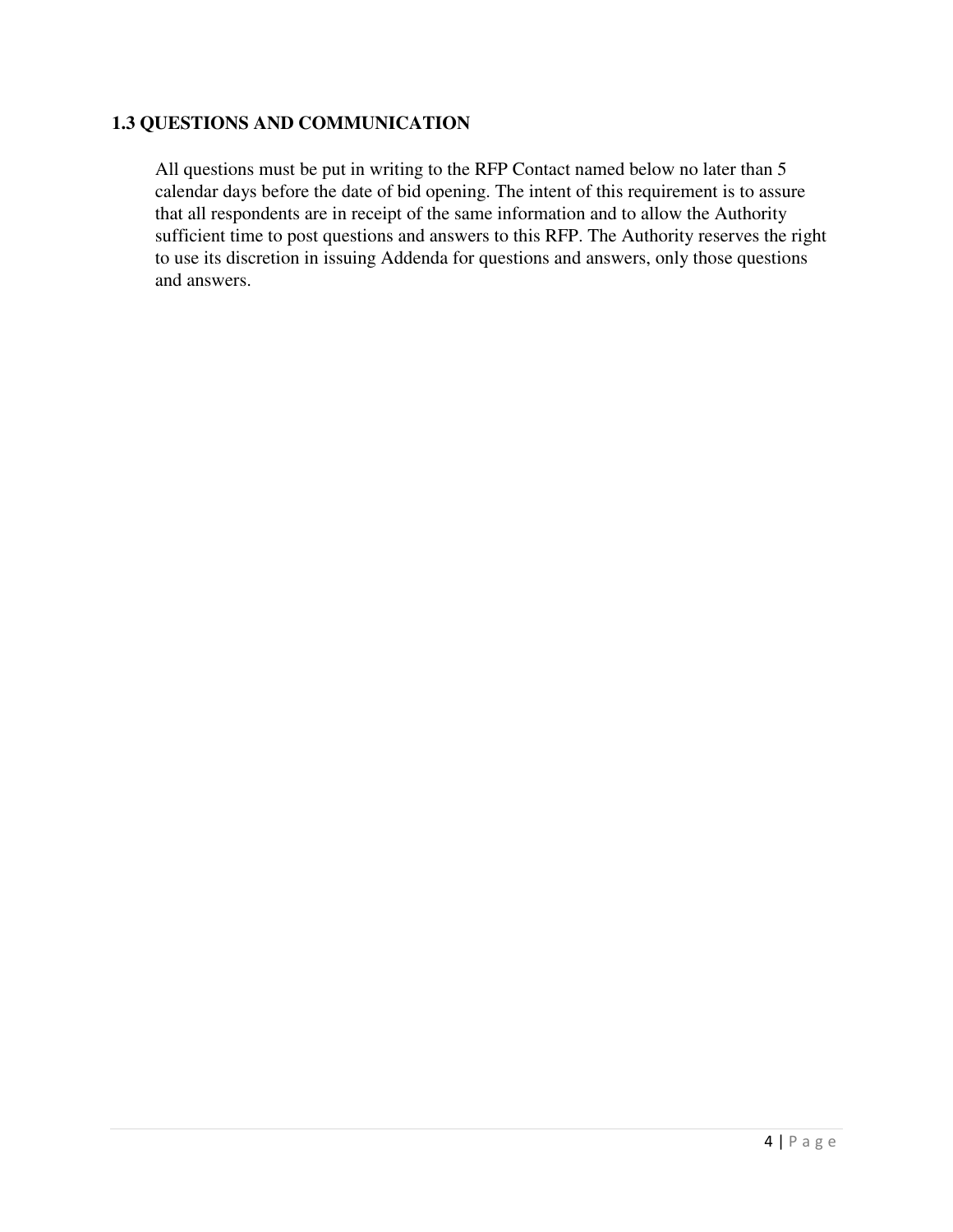### 1.3 QUESTIONS AND COMMUNICATION

All questions must be put in writing to the RFP Contact named below no later than 5 calendar days before the date of bid opening. The intent of this requirement is to assure that all respondents are in receipt of the same information and to allow the Authority sufficient time to post questions and answers to this RFP. The Authority reserves the right to use its discretion in issuing Addenda for questions and answers, only those questions and answers.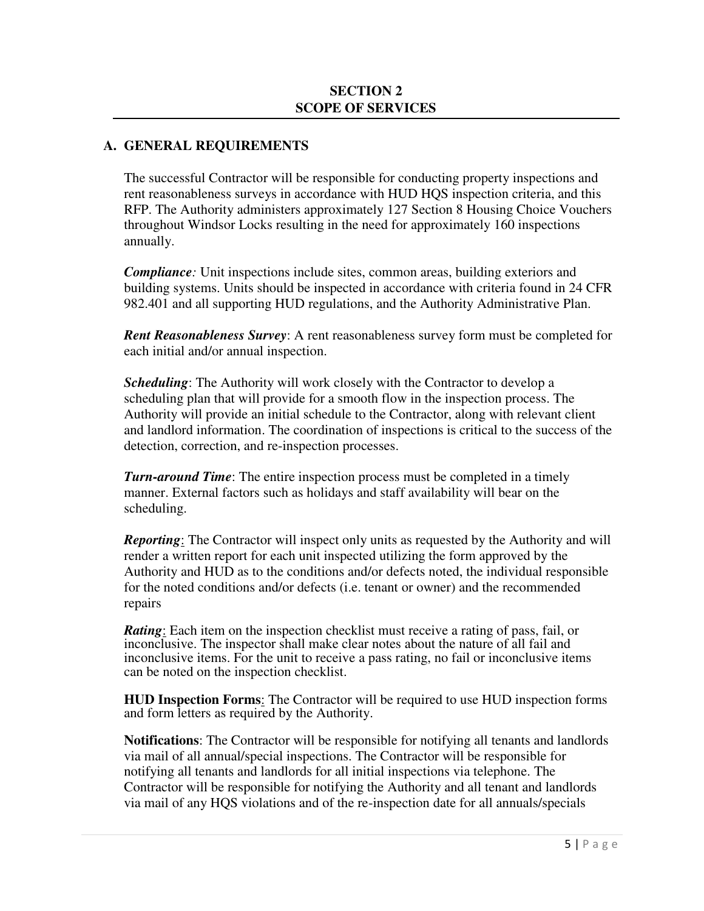## SECTION 2
## SCOPE OF SERVICES

### A. GENERAL REQUIREMENTS

The successful Contractor will be responsible for conducting property inspections and rent reasonableness surveys in accordance with HUD HQS inspection criteria, and this RFP. The Authority administers approximately 127 Section 8 Housing Choice Vouchers throughout Windsor Locks resulting in the need for approximately 160 inspections annually.

***Compliance:*** Unit inspections include sites, common areas, building exteriors and building systems. Units should be inspected in accordance with criteria found in 24 CFR 982.401 and all supporting HUD regulations, and the Authority Administrative Plan.

***Rent Reasonableness Survey***: A rent reasonableness survey form must be completed for each initial and/or annual inspection.

***Scheduling***: The Authority will work closely with the Contractor to develop a scheduling plan that will provide for a smooth flow in the inspection process. The Authority will provide an initial schedule to the Contractor, along with relevant client and landlord information. The coordination of inspections is critical to the success of the detection, correction, and re-inspection processes.

***Turn-around Time***: The entire inspection process must be completed in a timely manner. External factors such as holidays and staff availability will bear on the scheduling.

***Reporting***: The Contractor will inspect only units as requested by the Authority and will render a written report for each unit inspected utilizing the form approved by the Authority and HUD as to the conditions and/or defects noted, the individual responsible for the noted conditions and/or defects (i.e. tenant or owner) and the recommended repairs

***Rating***: Each item on the inspection checklist must receive a rating of pass, fail, or inconclusive. The inspector shall make clear notes about the nature of all fail and inconclusive items. For the unit to receive a pass rating, no fail or inconclusive items can be noted on the inspection checklist.

**HUD Inspection Forms**: The Contractor will be required to use HUD inspection forms and form letters as required by the Authority.

**Notifications**: The Contractor will be responsible for notifying all tenants and landlords via mail of all annual/special inspections. The Contractor will be responsible for notifying all tenants and landlords for all initial inspections via telephone. The Contractor will be responsible for notifying the Authority and all tenant and landlords via mail of any HQS violations and of the re-inspection date for all annuals/specials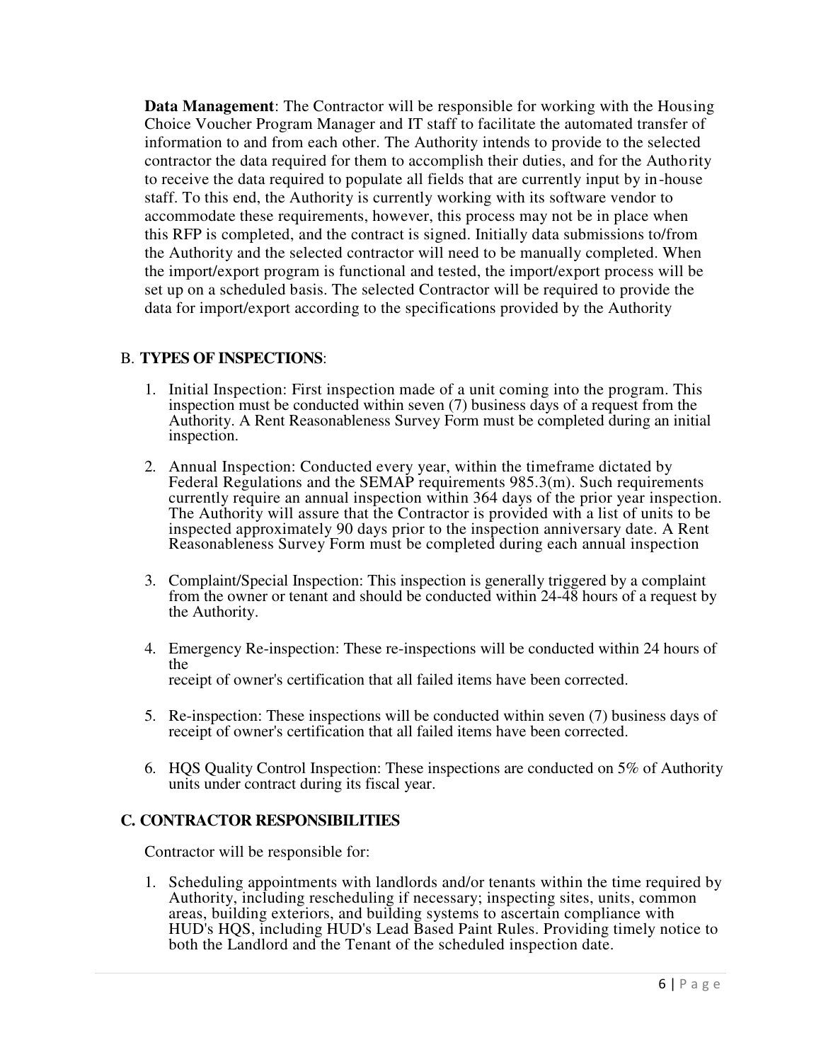**Data Management**: The Contractor will be responsible for working with the Housing Choice Voucher Program Manager and IT staff to facilitate the automated transfer of information to and from each other. The Authority intends to provide to the selected contractor the data required for them to accomplish their duties, and for the Authority to receive the data required to populate all fields that are currently input by in-house staff. To this end, the Authority is currently working with its software vendor to accommodate these requirements, however, this process may not be in place when this RFP is completed, and the contract is signed. Initially data submissions to/from the Authority and the selected contractor will need to be manually completed. When the import/export program is functional and tested, the import/export process will be set up on a scheduled basis. The selected Contractor will be required to provide the data for import/export according to the specifications provided by the Authority

## B. **TYPES OF INSPECTIONS**:

1. Initial Inspection: First inspection made of a unit coming into the program. This inspection must be conducted within seven (7) business days of a request from the Authority. A Rent Reasonableness Survey Form must be completed during an initial inspection.

2. Annual Inspection: Conducted every year, within the timeframe dictated by Federal Regulations and the SEMAP requirements 985.3(m). Such requirements currently require an annual inspection within 364 days of the prior year inspection. The Authority will assure that the Contractor is provided with a list of units to be inspected approximately 90 days prior to the inspection anniversary date. A Rent Reasonableness Survey Form must be completed during each annual inspection

3. Complaint/Special Inspection: This inspection is generally triggered by a complaint from the owner or tenant and should be conducted within 24-48 hours of a request by the Authority.

4. Emergency Re-inspection: These re-inspections will be conducted within 24 hours of the receipt of owner's certification that all failed items have been corrected.

5. Re-inspection: These inspections will be conducted within seven (7) business days of receipt of owner's certification that all failed items have been corrected.

6. HQS Quality Control Inspection: These inspections are conducted on 5% of Authority units under contract during its fiscal year.

## C. CONTRACTOR RESPONSIBILITIES

Contractor will be responsible for:

1. Scheduling appointments with landlords and/or tenants within the time required by Authority, including rescheduling if necessary; inspecting sites, units, common areas, building exteriors, and building systems to ascertain compliance with HUD's HQS, including HUD's Lead Based Paint Rules. Providing timely notice to both the Landlord and the Tenant of the scheduled inspection date.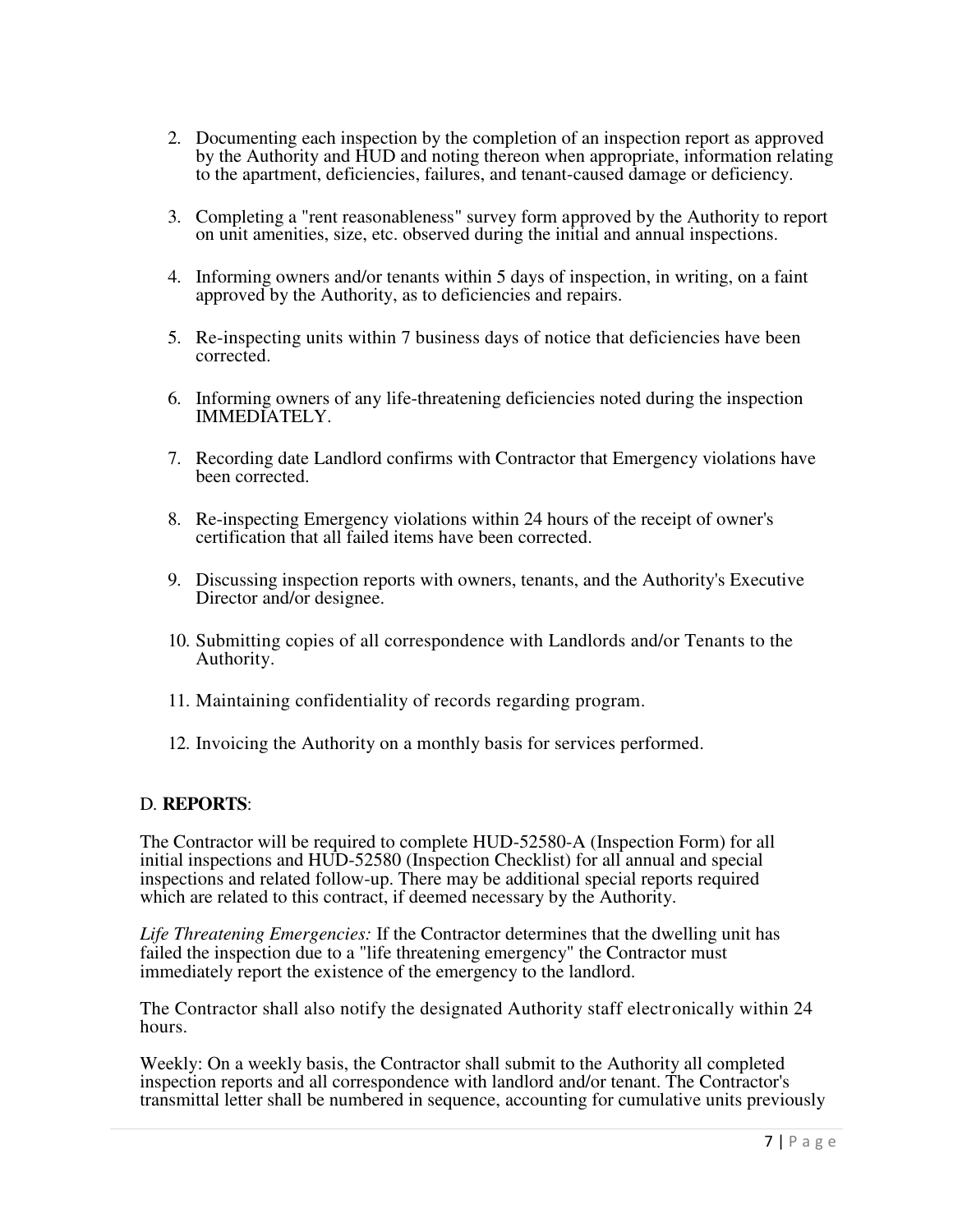2. Documenting each inspection by the completion of an inspection report as approved by the Authority and HUD and noting thereon when appropriate, information relating to the apartment, deficiencies, failures, and tenant-caused damage or deficiency.

3. Completing a "rent reasonableness" survey form approved by the Authority to report on unit amenities, size, etc. observed during the initial and annual inspections.

4. Informing owners and/or tenants within 5 days of inspection, in writing, on a faint approved by the Authority, as to deficiencies and repairs.

5. Re-inspecting units within 7 business days of notice that deficiencies have been corrected.

6. Informing owners of any life-threatening deficiencies noted during the inspection IMMEDIATELY.

7. Recording date Landlord confirms with Contractor that Emergency violations have been corrected.

8. Re-inspecting Emergency violations within 24 hours of the receipt of owner's certification that all failed items have been corrected.

9. Discussing inspection reports with owners, tenants, and the Authority's Executive Director and/or designee.

10. Submitting copies of all correspondence with Landlords and/or Tenants to the Authority.

11. Maintaining confidentiality of records regarding program.

12. Invoicing the Authority on a monthly basis for services performed.

D. **REPORTS**:

The Contractor will be required to complete HUD-52580-A (Inspection Form) for all initial inspections and HUD-52580 (Inspection Checklist) for all annual and special inspections and related follow-up. There may be additional special reports required which are related to this contract, if deemed necessary by the Authority.

*Life Threatening Emergencies:* If the Contractor determines that the dwelling unit has failed the inspection due to a "life threatening emergency" the Contractor must immediately report the existence of the emergency to the landlord.

The Contractor shall also notify the designated Authority staff electronically within 24 hours.

Weekly: On a weekly basis, the Contractor shall submit to the Authority all completed inspection reports and all correspondence with landlord and/or tenant. The Contractor's transmittal letter shall be numbered in sequence, accounting for cumulative units previously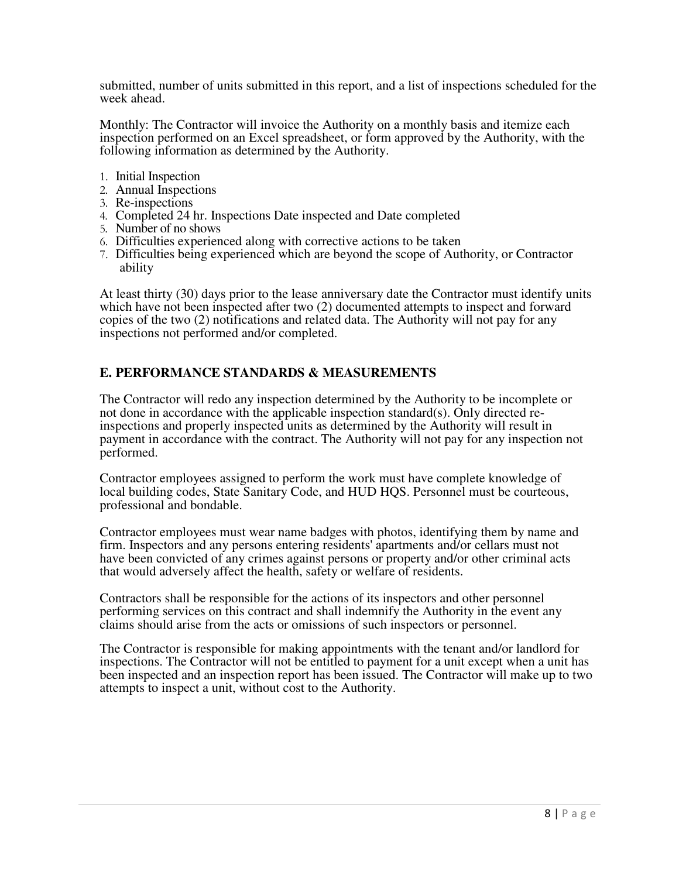submitted, number of units submitted in this report, and a list of inspections scheduled for the week ahead.

Monthly: The Contractor will invoice the Authority on a monthly basis and itemize each inspection performed on an Excel spreadsheet, or form approved by the Authority, with the following information as determined by the Authority.

1. Initial Inspection
2. Annual Inspections
3. Re-inspections
4. Completed 24 hr. Inspections Date inspected and Date completed
5. Number of no shows
6. Difficulties experienced along with corrective actions to be taken
7. Difficulties being experienced which are beyond the scope of Authority, or Contractor ability

At least thirty (30) days prior to the lease anniversary date the Contractor must identify units which have not been inspected after two (2) documented attempts to inspect and forward copies of the two (2) notifications and related data. The Authority will not pay for any inspections not performed and/or completed.

## E. PERFORMANCE STANDARDS & MEASUREMENTS

The Contractor will redo any inspection determined by the Authority to be incomplete or not done in accordance with the applicable inspection standard(s). Only directed re-inspections and properly inspected units as determined by the Authority will result in payment in accordance with the contract. The Authority will not pay for any inspection not performed.

Contractor employees assigned to perform the work must have complete knowledge of local building codes, State Sanitary Code, and HUD HQS. Personnel must be courteous, professional and bondable.

Contractor employees must wear name badges with photos, identifying them by name and firm. Inspectors and any persons entering residents' apartments and/or cellars must not have been convicted of any crimes against persons or property and/or other criminal acts that would adversely affect the health, safety or welfare of residents.

Contractors shall be responsible for the actions of its inspectors and other personnel performing services on this contract and shall indemnify the Authority in the event any claims should arise from the acts or omissions of such inspectors or personnel.

The Contractor is responsible for making appointments with the tenant and/or landlord for inspections. The Contractor will not be entitled to payment for a unit except when a unit has been inspected and an inspection report has been issued. The Contractor will make up to two attempts to inspect a unit, without cost to the Authority.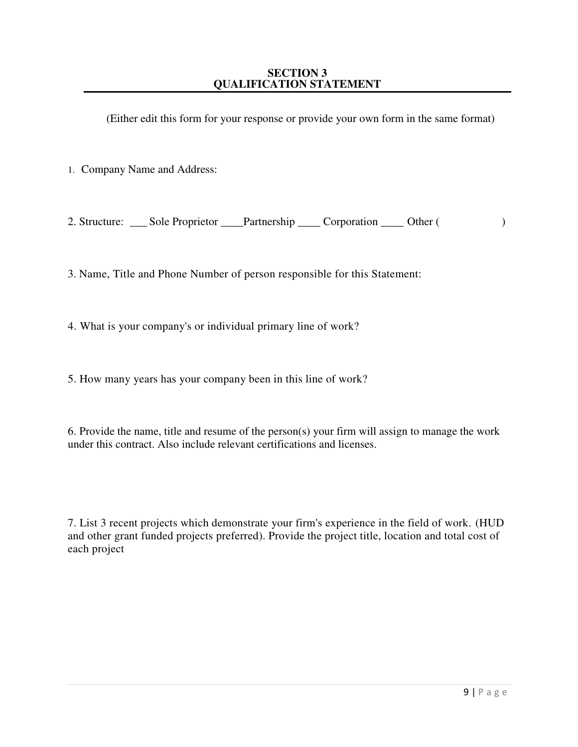# SECTION 3
# QUALIFICATION STATEMENT

(Either edit this form for your response or provide your own form in the same format)

1. Company Name and Address:

2. Structure: ___ Sole Proprietor ____Partnership ____ Corporation ____ Other (                    )

3. Name, Title and Phone Number of person responsible for this Statement:

4. What is your company's or individual primary line of work?

5. How many years has your company been in this line of work?

6. Provide the name, title and resume of the person(s) your firm will assign to manage the work under this contract. Also include relevant certifications and licenses.

7. List 3 recent projects which demonstrate your firm's experience in the field of work. (HUD and other grant funded projects preferred). Provide the project title, location and total cost of each project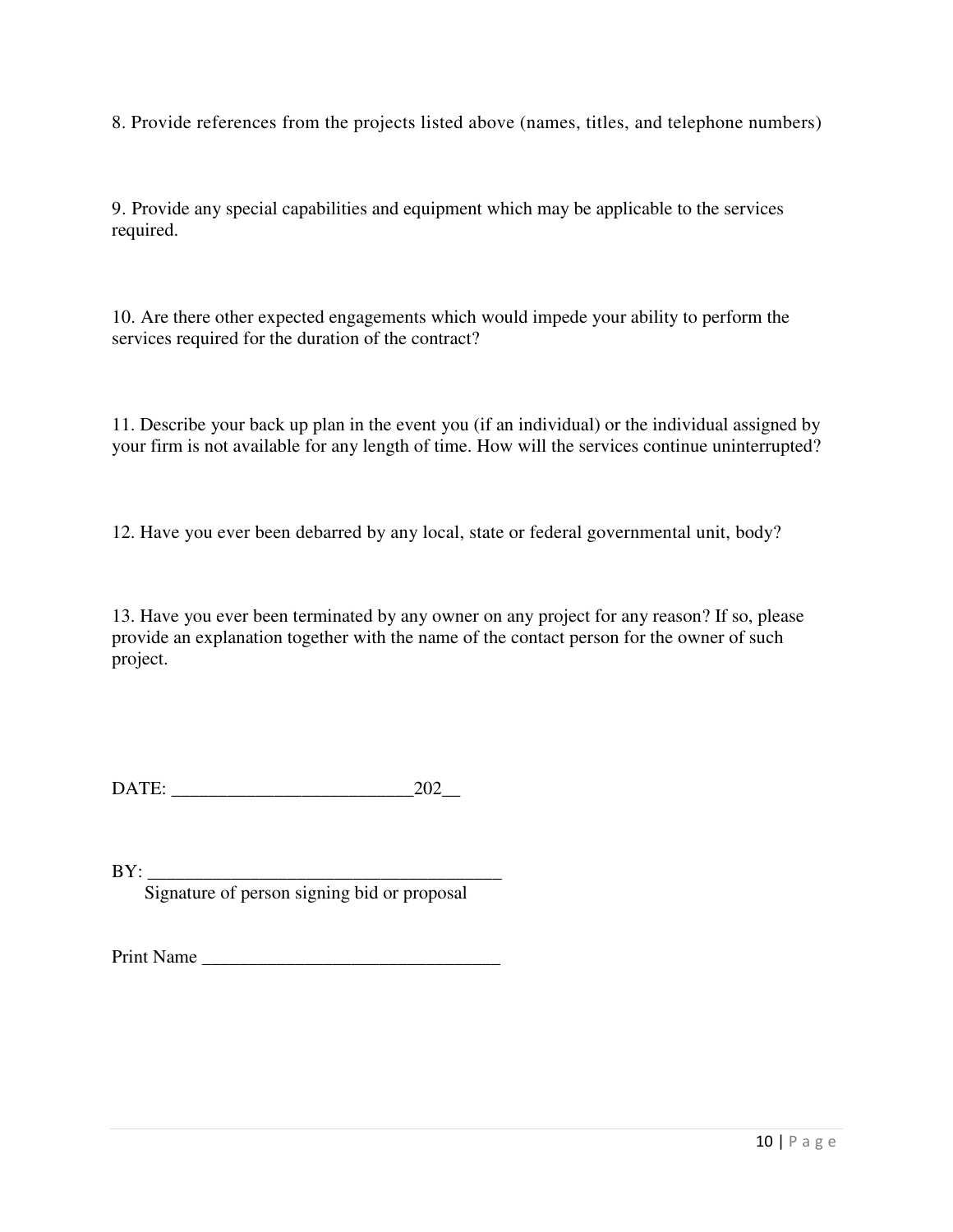8. Provide references from the projects listed above (names, titles, and telephone numbers)

9. Provide any special capabilities and equipment which may be applicable to the services required.

10. Are there other expected engagements which would impede your ability to perform the services required for the duration of the contract?

11. Describe your back up plan in the event you (if an individual) or the individual assigned by your firm is not available for any length of time. How will the services continue uninterrupted?

12. Have you ever been debarred by any local, state or federal governmental unit, body?

13. Have you ever been terminated by any owner on any project for any reason? If so, please provide an explanation together with the name of the contact person for the owner of such project.

DATE: __________________________202__

BY: ______________________________________
Signature of person signing bid or proposal

Print Name ________________________________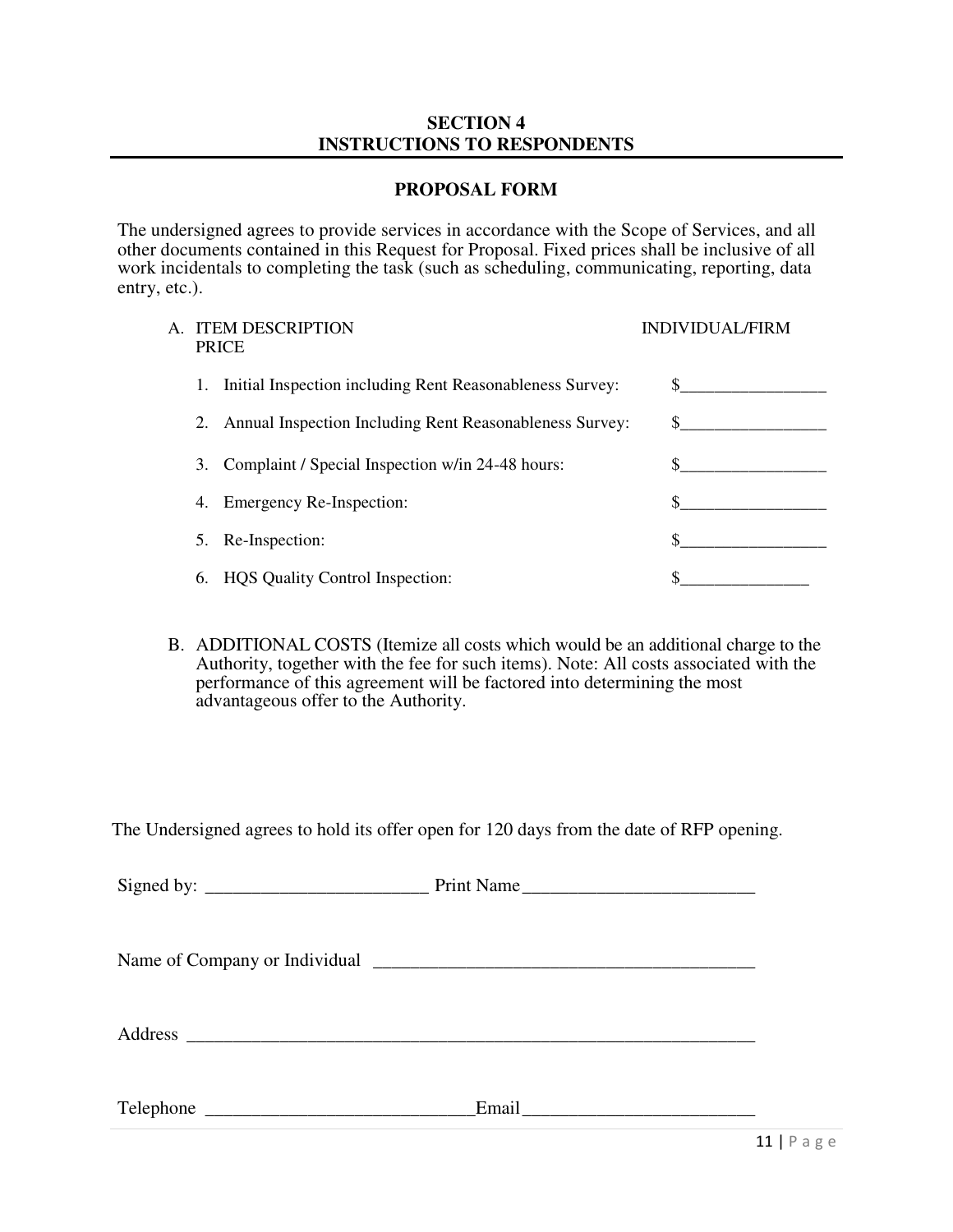## SECTION 4
## INSTRUCTIONS TO RESPONDENTS

### PROPOSAL FORM

The undersigned agrees to provide services in accordance with the Scope of Services, and all other documents contained in this Request for Proposal. Fixed prices shall be inclusive of all work incidentals to completing the task (such as scheduling, communicating, reporting, data entry, etc.).

A. ITEM DESCRIPTION PRICE — INDIVIDUAL/FIRM

1. Initial Inspection including Rent Reasonableness Survey: $_________________
2. Annual Inspection Including Rent Reasonableness Survey: $_________________
3. Complaint / Special Inspection w/in 24-48 hours: $_________________
4. Emergency Re-Inspection: $_________________
5. Re-Inspection: $_________________
6. HQS Quality Control Inspection: $_______________

B. ADDITIONAL COSTS (Itemize all costs which would be an additional charge to the Authority, together with the fee for such items). Note: All costs associated with the performance of this agreement will be factored into determining the most advantageous offer to the Authority.

The Undersigned agrees to hold its offer open for 120 days from the date of RFP opening.

Signed by: ________________________ Print Name_________________________

Name of Company or Individual _________________________________________

Address _____________________________________________________________

Telephone _____________________________Email_________________________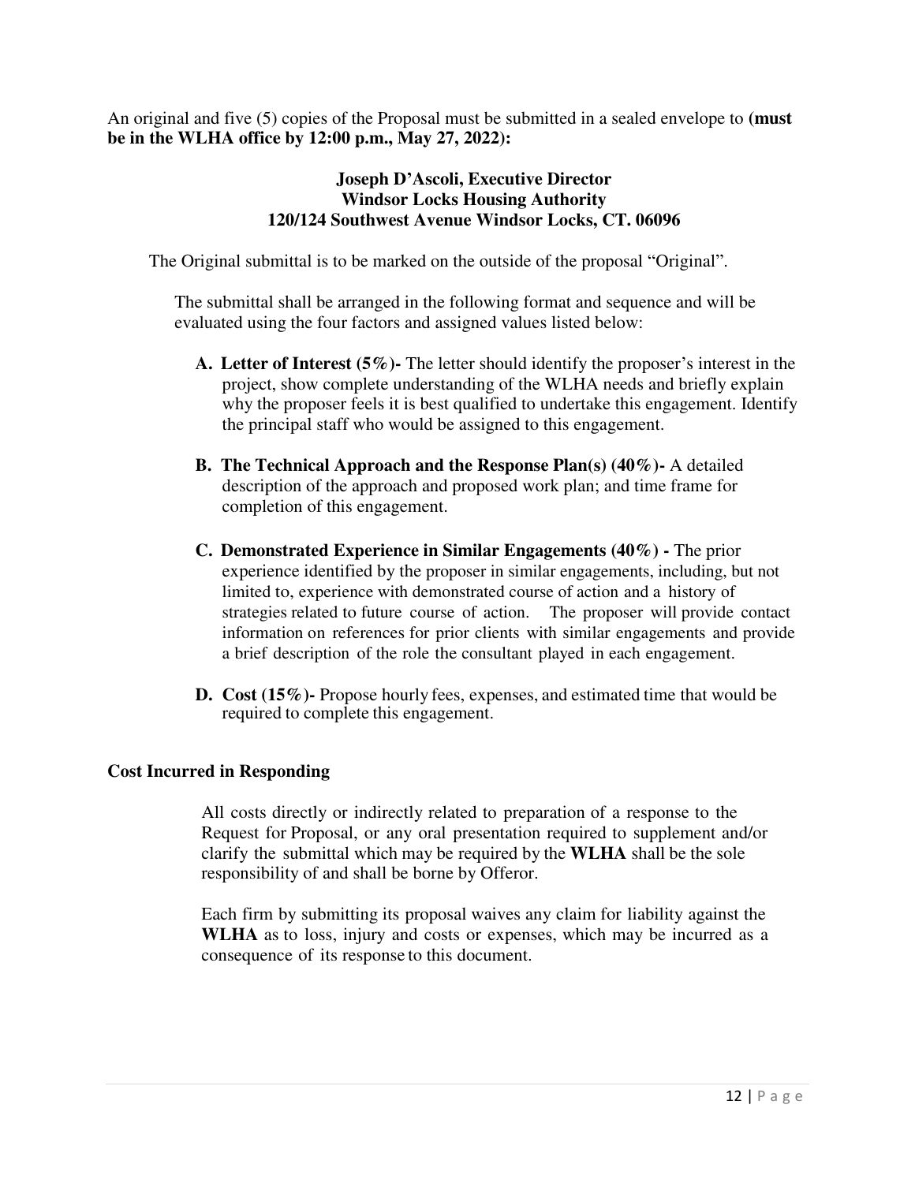An original and five (5) copies of the Proposal must be submitted in a sealed envelope to **(must be in the WLHA office by 12:00 p.m., May 27, 2022):**

**Joseph D'Ascoli, Executive Director**
**Windsor Locks Housing Authority**
**120/124 Southwest Avenue Windsor Locks, CT. 06096**

The Original submittal is to be marked on the outside of the proposal "Original".

The submittal shall be arranged in the following format and sequence and will be evaluated using the four factors and assigned values listed below:

**A. Letter of Interest (5%)-** The letter should identify the proposer's interest in the project, show complete understanding of the WLHA needs and briefly explain why the proposer feels it is best qualified to undertake this engagement. Identify the principal staff who would be assigned to this engagement.

**B. The Technical Approach and the Response Plan(s) (40%)-** A detailed description of the approach and proposed work plan; and time frame for completion of this engagement.

**C. Demonstrated Experience in Similar Engagements (40%) -** The prior experience identified by the proposer in similar engagements, including, but not limited to, experience with demonstrated course of action and a history of strategies related to future course of action. The proposer will provide contact information on references for prior clients with similar engagements and provide a brief description of the role the consultant played in each engagement.

**D. Cost (15%)-** Propose hourly fees, expenses, and estimated time that would be required to complete this engagement.

### Cost Incurred in Responding

All costs directly or indirectly related to preparation of a response to the Request for Proposal, or any oral presentation required to supplement and/or clarify the submittal which may be required by the **WLHA** shall be the sole responsibility of and shall be borne by Offeror.

Each firm by submitting its proposal waives any claim for liability against the **WLHA** as to loss, injury and costs or expenses, which may be incurred as a consequence of its response to this document.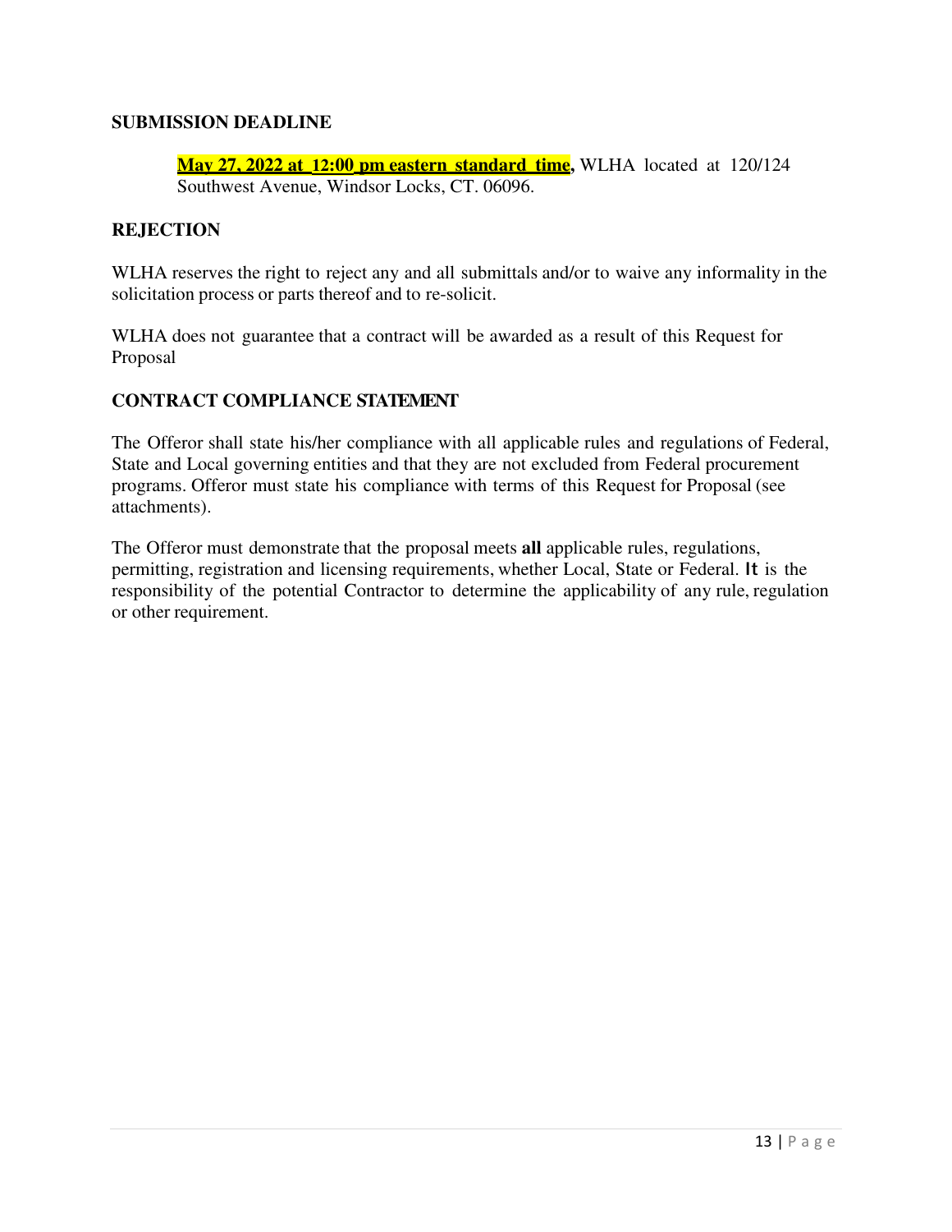## SUBMISSION DEADLINE

> **May 27, 2022 at 12:00 pm eastern standard time,** WLHA located at 120/124 Southwest Avenue, Windsor Locks, CT. 06096.

## REJECTION

WLHA reserves the right to reject any and all submittals and/or to waive any informality in the solicitation process or parts thereof and to re-solicit.

WLHA does not guarantee that a contract will be awarded as a result of this Request for Proposal

## CONTRACT COMPLIANCE STATEMENT

The Offeror shall state his/her compliance with all applicable rules and regulations of Federal, State and Local governing entities and that they are not excluded from Federal procurement programs. Offeror must state his compliance with terms of this Request for Proposal (see attachments).

The Offeror must demonstrate that the proposal meets **all** applicable rules, regulations, permitting, registration and licensing requirements, whether Local, State or Federal. It is the responsibility of the potential Contractor to determine the applicability of any rule, regulation or other requirement.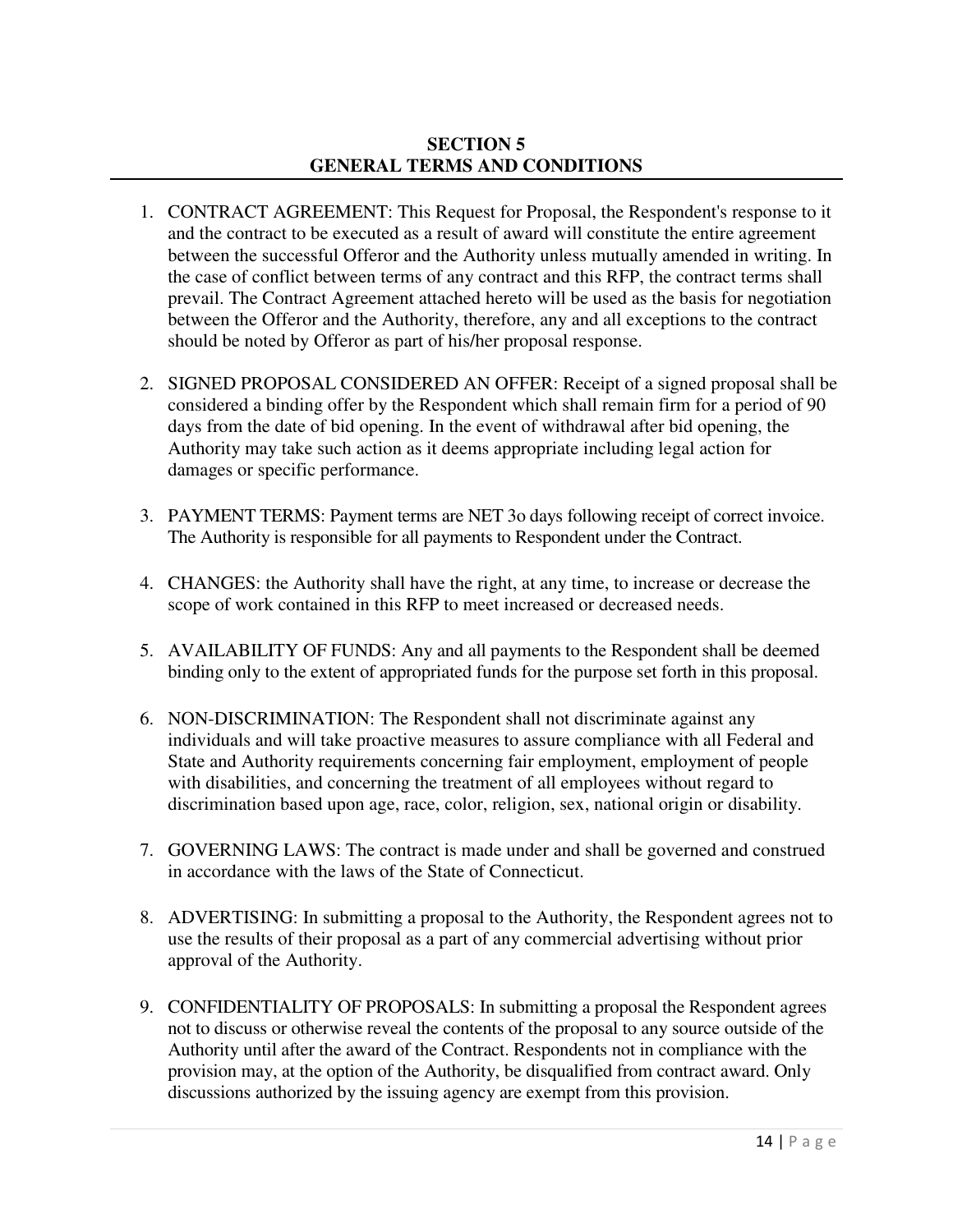## SECTION 5
## GENERAL TERMS AND CONDITIONS

1. CONTRACT AGREEMENT: This Request for Proposal, the Respondent's response to it and the contract to be executed as a result of award will constitute the entire agreement between the successful Offeror and the Authority unless mutually amended in writing. In the case of conflict between terms of any contract and this RFP, the contract terms shall prevail. The Contract Agreement attached hereto will be used as the basis for negotiation between the Offeror and the Authority, therefore, any and all exceptions to the contract should be noted by Offeror as part of his/her proposal response.

2. SIGNED PROPOSAL CONSIDERED AN OFFER: Receipt of a signed proposal shall be considered a binding offer by the Respondent which shall remain firm for a period of 90 days from the date of bid opening. In the event of withdrawal after bid opening, the Authority may take such action as it deems appropriate including legal action for damages or specific performance.

3. PAYMENT TERMS: Payment terms are NET 3o days following receipt of correct invoice. The Authority is responsible for all payments to Respondent under the Contract.

4. CHANGES: the Authority shall have the right, at any time, to increase or decrease the scope of work contained in this RFP to meet increased or decreased needs.

5. AVAILABILITY OF FUNDS: Any and all payments to the Respondent shall be deemed binding only to the extent of appropriated funds for the purpose set forth in this proposal.

6. NON-DISCRIMINATION: The Respondent shall not discriminate against any individuals and will take proactive measures to assure compliance with all Federal and State and Authority requirements concerning fair employment, employment of people with disabilities, and concerning the treatment of all employees without regard to discrimination based upon age, race, color, religion, sex, national origin or disability.

7. GOVERNING LAWS: The contract is made under and shall be governed and construed in accordance with the laws of the State of Connecticut.

8. ADVERTISING: In submitting a proposal to the Authority, the Respondent agrees not to use the results of their proposal as a part of any commercial advertising without prior approval of the Authority.

9. CONFIDENTIALITY OF PROPOSALS: In submitting a proposal the Respondent agrees not to discuss or otherwise reveal the contents of the proposal to any source outside of the Authority until after the award of the Contract. Respondents not in compliance with the provision may, at the option of the Authority, be disqualified from contract award. Only discussions authorized by the issuing agency are exempt from this provision.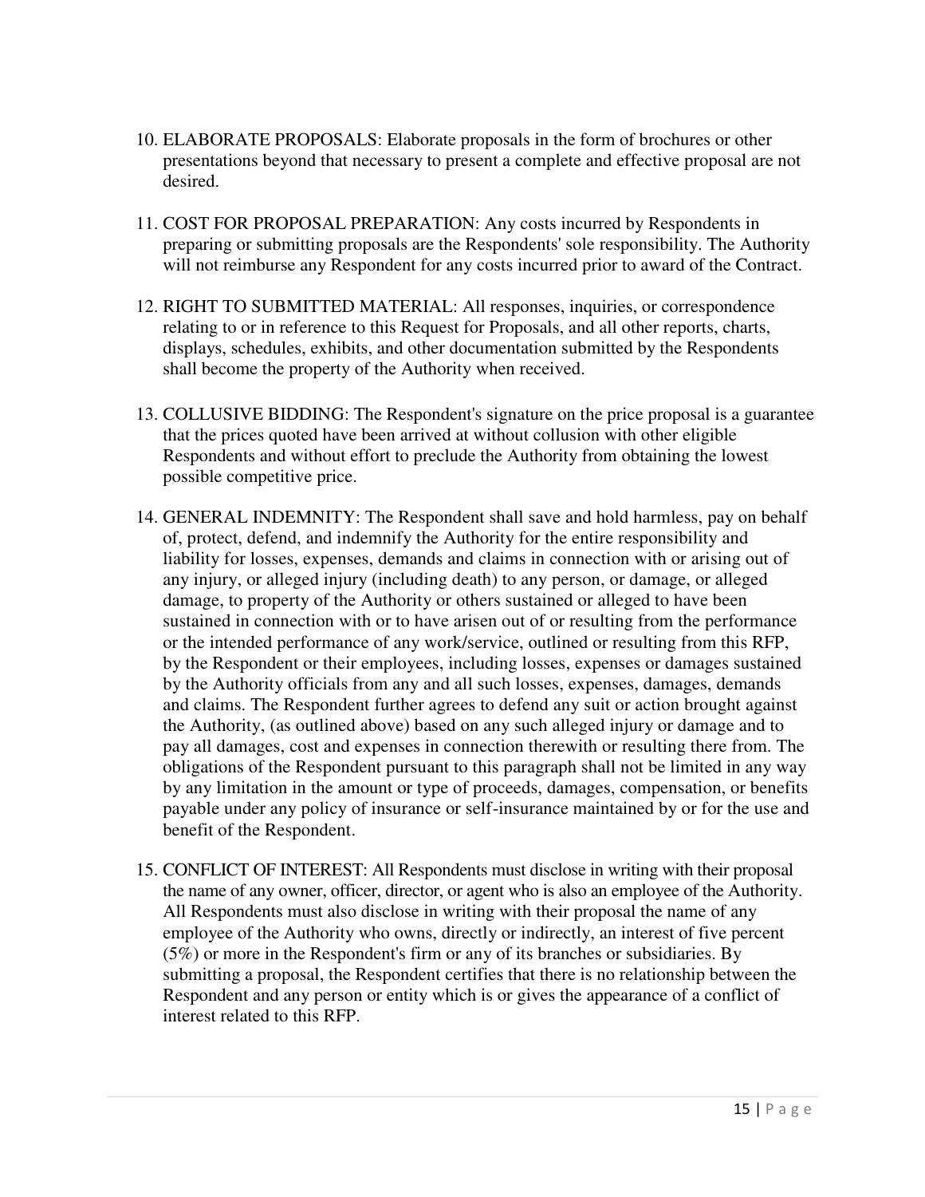10. ELABORATE PROPOSALS: Elaborate proposals in the form of brochures or other presentations beyond that necessary to present a complete and effective proposal are not desired.

11. COST FOR PROPOSAL PREPARATION: Any costs incurred by Respondents in preparing or submitting proposals are the Respondents' sole responsibility. The Authority will not reimburse any Respondent for any costs incurred prior to award of the Contract.

12. RIGHT TO SUBMITTED MATERIAL: All responses, inquiries, or correspondence relating to or in reference to this Request for Proposals, and all other reports, charts, displays, schedules, exhibits, and other documentation submitted by the Respondents shall become the property of the Authority when received.

13. COLLUSIVE BIDDING: The Respondent's signature on the price proposal is a guarantee that the prices quoted have been arrived at without collusion with other eligible Respondents and without effort to preclude the Authority from obtaining the lowest possible competitive price.

14. GENERAL INDEMNITY: The Respondent shall save and hold harmless, pay on behalf of, protect, defend, and indemnify the Authority for the entire responsibility and liability for losses, expenses, demands and claims in connection with or arising out of any injury, or alleged injury (including death) to any person, or damage, or alleged damage, to property of the Authority or others sustained or alleged to have been sustained in connection with or to have arisen out of or resulting from the performance or the intended performance of any work/service, outlined or resulting from this RFP, by the Respondent or their employees, including losses, expenses or damages sustained by the Authority officials from any and all such losses, expenses, damages, demands and claims. The Respondent further agrees to defend any suit or action brought against the Authority, (as outlined above) based on any such alleged injury or damage and to pay all damages, cost and expenses in connection therewith or resulting there from. The obligations of the Respondent pursuant to this paragraph shall not be limited in any way by any limitation in the amount or type of proceeds, damages, compensation, or benefits payable under any policy of insurance or self-insurance maintained by or for the use and benefit of the Respondent.

15. CONFLICT OF INTEREST: All Respondents must disclose in writing with their proposal the name of any owner, officer, director, or agent who is also an employee of the Authority. All Respondents must also disclose in writing with their proposal the name of any employee of the Authority who owns, directly or indirectly, an interest of five percent (5%) or more in the Respondent's firm or any of its branches or subsidiaries. By submitting a proposal, the Respondent certifies that there is no relationship between the Respondent and any person or entity which is or gives the appearance of a conflict of interest related to this RFP.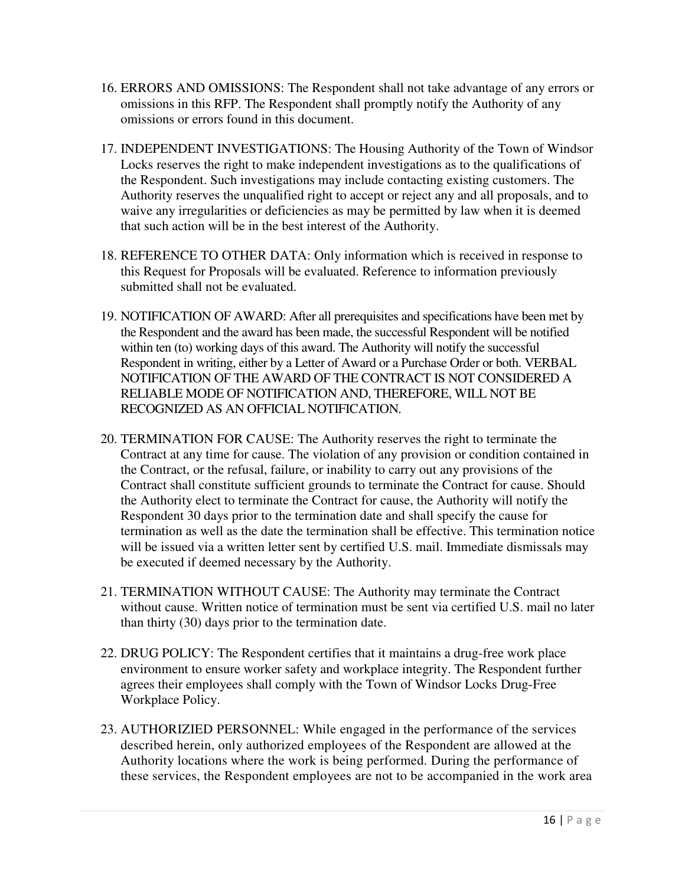16. ERRORS AND OMISSIONS: The Respondent shall not take advantage of any errors or omissions in this RFP. The Respondent shall promptly notify the Authority of any omissions or errors found in this document.

17. INDEPENDENT INVESTIGATIONS: The Housing Authority of the Town of Windsor Locks reserves the right to make independent investigations as to the qualifications of the Respondent. Such investigations may include contacting existing customers. The Authority reserves the unqualified right to accept or reject any and all proposals, and to waive any irregularities or deficiencies as may be permitted by law when it is deemed that such action will be in the best interest of the Authority.

18. REFERENCE TO OTHER DATA: Only information which is received in response to this Request for Proposals will be evaluated. Reference to information previously submitted shall not be evaluated.

19. NOTIFICATION OF AWARD: After all prerequisites and specifications have been met by the Respondent and the award has been made, the successful Respondent will be notified within ten (to) working days of this award. The Authority will notify the successful Respondent in writing, either by a Letter of Award or a Purchase Order or both. VERBAL NOTIFICATION OF THE AWARD OF THE CONTRACT IS NOT CONSIDERED A RELIABLE MODE OF NOTIFICATION AND, THEREFORE, WILL NOT BE RECOGNIZED AS AN OFFICIAL NOTIFICATION.

20. TERMINATION FOR CAUSE: The Authority reserves the right to terminate the Contract at any time for cause. The violation of any provision or condition contained in the Contract, or the refusal, failure, or inability to carry out any provisions of the Contract shall constitute sufficient grounds to terminate the Contract for cause. Should the Authority elect to terminate the Contract for cause, the Authority will notify the Respondent 30 days prior to the termination date and shall specify the cause for termination as well as the date the termination shall be effective. This termination notice will be issued via a written letter sent by certified U.S. mail. Immediate dismissals may be executed if deemed necessary by the Authority.

21. TERMINATION WITHOUT CAUSE: The Authority may terminate the Contract without cause. Written notice of termination must be sent via certified U.S. mail no later than thirty (30) days prior to the termination date.

22. DRUG POLICY: The Respondent certifies that it maintains a drug-free work place environment to ensure worker safety and workplace integrity. The Respondent further agrees their employees shall comply with the Town of Windsor Locks Drug-Free Workplace Policy.

23. AUTHORIZIED PERSONNEL: While engaged in the performance of the services described herein, only authorized employees of the Respondent are allowed at the Authority locations where the work is being performed. During the performance of these services, the Respondent employees are not to be accompanied in the work area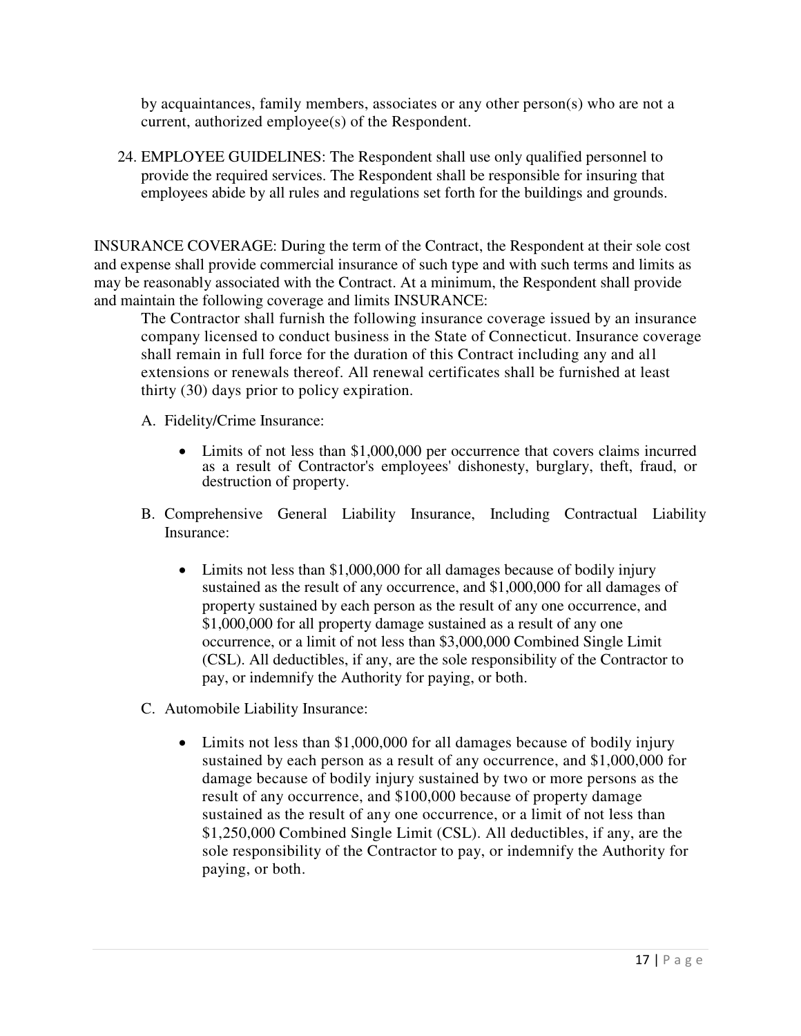by acquaintances, family members, associates or any other person(s) who are not a current, authorized employee(s) of the Respondent.

24. EMPLOYEE GUIDELINES: The Respondent shall use only qualified personnel to provide the required services. The Respondent shall be responsible for insuring that employees abide by all rules and regulations set forth for the buildings and grounds.

INSURANCE COVERAGE: During the term of the Contract, the Respondent at their sole cost and expense shall provide commercial insurance of such type and with such terms and limits as may be reasonably associated with the Contract. At a minimum, the Respondent shall provide and maintain the following coverage and limits INSURANCE:

The Contractor shall furnish the following insurance coverage issued by an insurance company licensed to conduct business in the State of Connecticut. Insurance coverage shall remain in full force for the duration of this Contract including any and all extensions or renewals thereof. All renewal certificates shall be furnished at least thirty (30) days prior to policy expiration.

A. Fidelity/Crime Insurance:

- Limits of not less than $1,000,000 per occurrence that covers claims incurred as a result of Contractor's employees' dishonesty, burglary, theft, fraud, or destruction of property.

B. Comprehensive General Liability Insurance, Including Contractual Liability Insurance:

- Limits not less than $1,000,000 for all damages because of bodily injury sustained as the result of any occurrence, and $1,000,000 for all damages of property sustained by each person as the result of any one occurrence, and $1,000,000 for all property damage sustained as a result of any one occurrence, or a limit of not less than $3,000,000 Combined Single Limit (CSL). All deductibles, if any, are the sole responsibility of the Contractor to pay, or indemnify the Authority for paying, or both.

C. Automobile Liability Insurance:

- Limits not less than $1,000,000 for all damages because of bodily injury sustained by each person as a result of any occurrence, and $1,000,000 for damage because of bodily injury sustained by two or more persons as the result of any occurrence, and $100,000 because of property damage sustained as the result of any one occurrence, or a limit of not less than $1,250,000 Combined Single Limit (CSL). All deductibles, if any, are the sole responsibility of the Contractor to pay, or indemnify the Authority for paying, or both.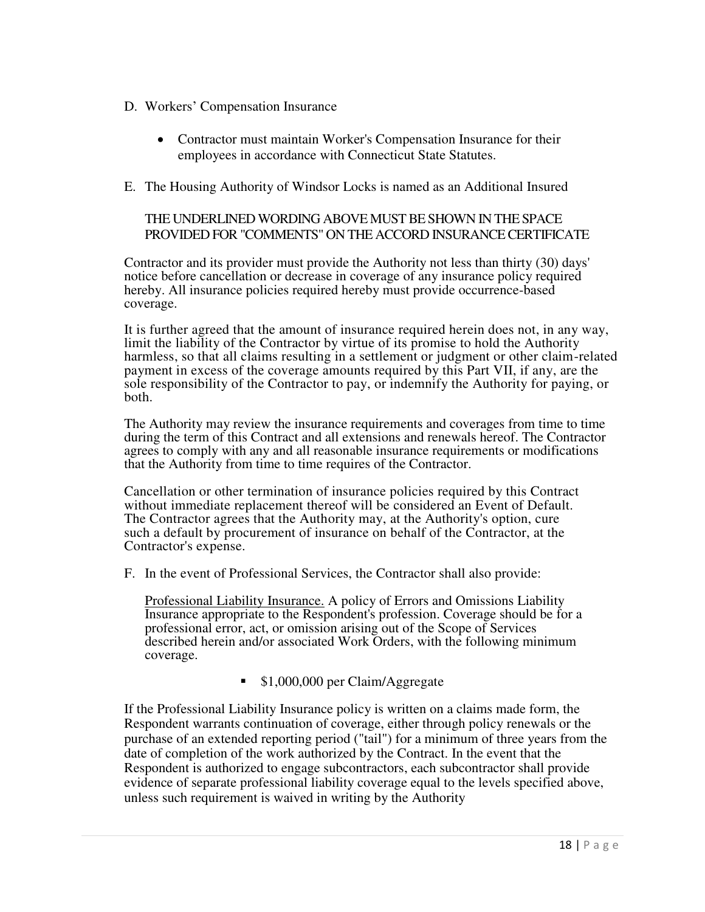D. Workers' Compensation Insurance

- Contractor must maintain Worker's Compensation Insurance for their employees in accordance with Connecticut State Statutes.

E. The Housing Authority of Windsor Locks is named as an Additional Insured

THE UNDERLINED WORDING ABOVE MUST BE SHOWN IN THE SPACE PROVIDED FOR "COMMENTS" ON THE ACCORD INSURANCE CERTIFICATE

Contractor and its provider must provide the Authority not less than thirty (30) days' notice before cancellation or decrease in coverage of any insurance policy required hereby. All insurance policies required hereby must provide occurrence-based coverage.

It is further agreed that the amount of insurance required herein does not, in any way, limit the liability of the Contractor by virtue of its promise to hold the Authority harmless, so that all claims resulting in a settlement or judgment or other claim-related payment in excess of the coverage amounts required by this Part VII, if any, are the sole responsibility of the Contractor to pay, or indemnify the Authority for paying, or both.

The Authority may review the insurance requirements and coverages from time to time during the term of this Contract and all extensions and renewals hereof. The Contractor agrees to comply with any and all reasonable insurance requirements or modifications that the Authority from time to time requires of the Contractor.

Cancellation or other termination of insurance policies required by this Contract without immediate replacement thereof will be considered an Event of Default. The Contractor agrees that the Authority may, at the Authority's option, cure such a default by procurement of insurance on behalf of the Contractor, at the Contractor's expense.

F. In the event of Professional Services, the Contractor shall also provide:

<u>Professional Liability Insurance.</u> A policy of Errors and Omissions Liability Insurance appropriate to the Respondent's profession. Coverage should be for a professional error, act, or omission arising out of the Scope of Services described herein and/or associated Work Orders, with the following minimum coverage.

- $1,000,000 per Claim/Aggregate

If the Professional Liability Insurance policy is written on a claims made form, the Respondent warrants continuation of coverage, either through policy renewals or the purchase of an extended reporting period ("tail") for a minimum of three years from the date of completion of the work authorized by the Contract. In the event that the Respondent is authorized to engage subcontractors, each subcontractor shall provide evidence of separate professional liability coverage equal to the levels specified above, unless such requirement is waived in writing by the Authority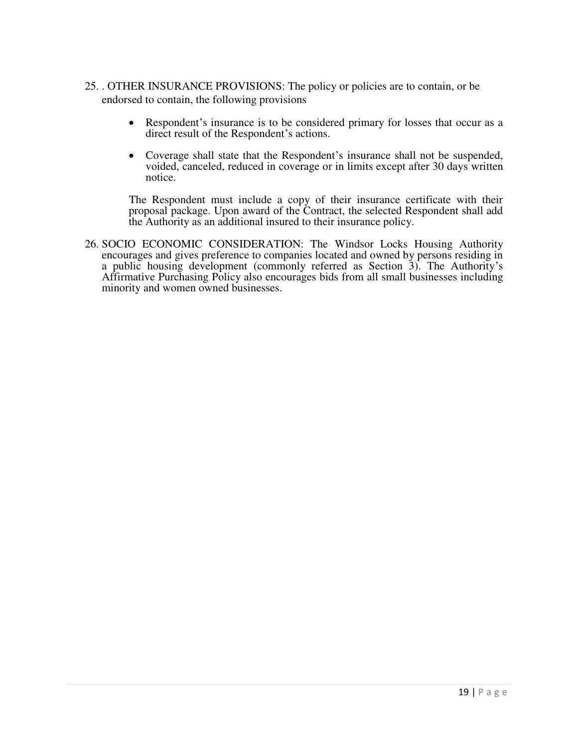25. . OTHER INSURANCE PROVISIONS: The policy or policies are to contain, or be endorsed to contain, the following provisions

    - Respondent's insurance is to be considered primary for losses that occur as a direct result of the Respondent's actions.

    - Coverage shall state that the Respondent's insurance shall not be suspended, voided, canceled, reduced in coverage or in limits except after 30 days written notice.

    The Respondent must include a copy of their insurance certificate with their proposal package. Upon award of the Contract, the selected Respondent shall add the Authority as an additional insured to their insurance policy.

26. SOCIO ECONOMIC CONSIDERATION: The Windsor Locks Housing Authority encourages and gives preference to companies located and owned by persons residing in a public housing development (commonly referred as Section 3). The Authority's Affirmative Purchasing Policy also encourages bids from all small businesses including minority and women owned businesses.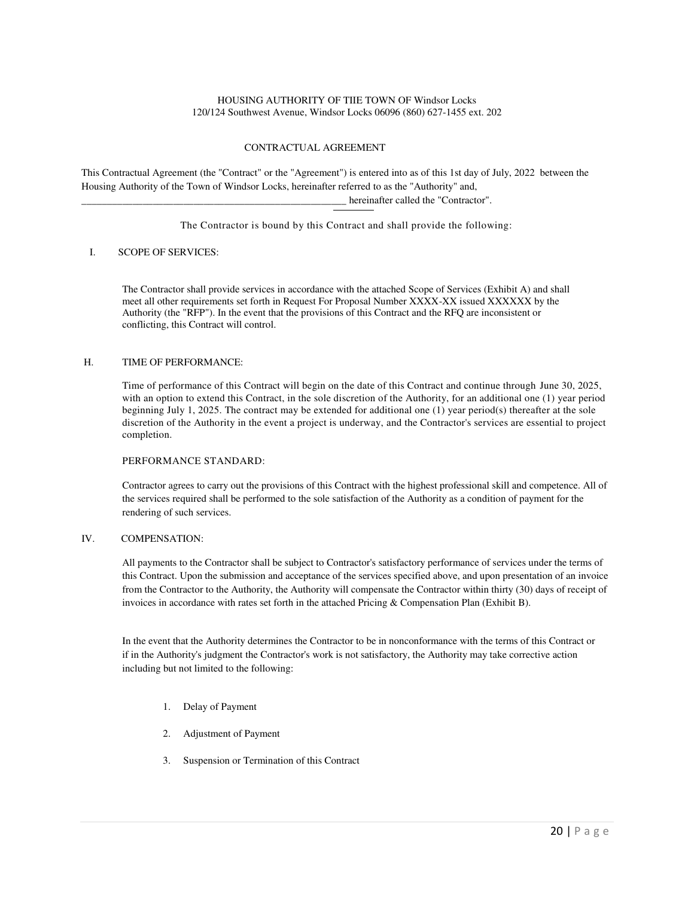HOUSING AUTHORITY OF TIIE TOWN OF Windsor Locks
120/124 Southwest Avenue, Windsor Locks 06096 (860) 627-1455 ext. 202

CONTRACTUAL AGREEMENT

This Contractual Agreement (the "Contract" or the "Agreement") is entered into as of this 1st day of July, 2022 between the Housing Authority of the Town of Windsor Locks, hereinafter referred to as the "Authority" and, _____________________________________________________ hereinafter called the "Contractor".

The Contractor is bound by this Contract and shall provide the following:

I. SCOPE OF SERVICES:

The Contractor shall provide services in accordance with the attached Scope of Services (Exhibit A) and shall meet all other requirements set forth in Request For Proposal Number XXXX-XX issued XXXXXX by the Authority (the "RFP"). In the event that the provisions of this Contract and the RFQ are inconsistent or conflicting, this Contract will control.

H. TIME OF PERFORMANCE:

Time of performance of this Contract will begin on the date of this Contract and continue through June 30, 2025, with an option to extend this Contract, in the sole discretion of the Authority, for an additional one (1) year period beginning July 1, 2025. The contract may be extended for additional one (1) year period(s) thereafter at the sole discretion of the Authority in the event a project is underway, and the Contractor's services are essential to project completion.

PERFORMANCE STANDARD:

Contractor agrees to carry out the provisions of this Contract with the highest professional skill and competence. All of the services required shall be performed to the sole satisfaction of the Authority as a condition of payment for the rendering of such services.

IV. COMPENSATION:

All payments to the Contractor shall be subject to Contractor's satisfactory performance of services under the terms of this Contract. Upon the submission and acceptance of the services specified above, and upon presentation of an invoice from the Contractor to the Authority, the Authority will compensate the Contractor within thirty (30) days of receipt of invoices in accordance with rates set forth in the attached Pricing & Compensation Plan (Exhibit B).

In the event that the Authority determines the Contractor to be in nonconformance with the terms of this Contract or if in the Authority's judgment the Contractor's work is not satisfactory, the Authority may take corrective action including but not limited to the following:

1. Delay of Payment
2. Adjustment of Payment
3. Suspension or Termination of this Contract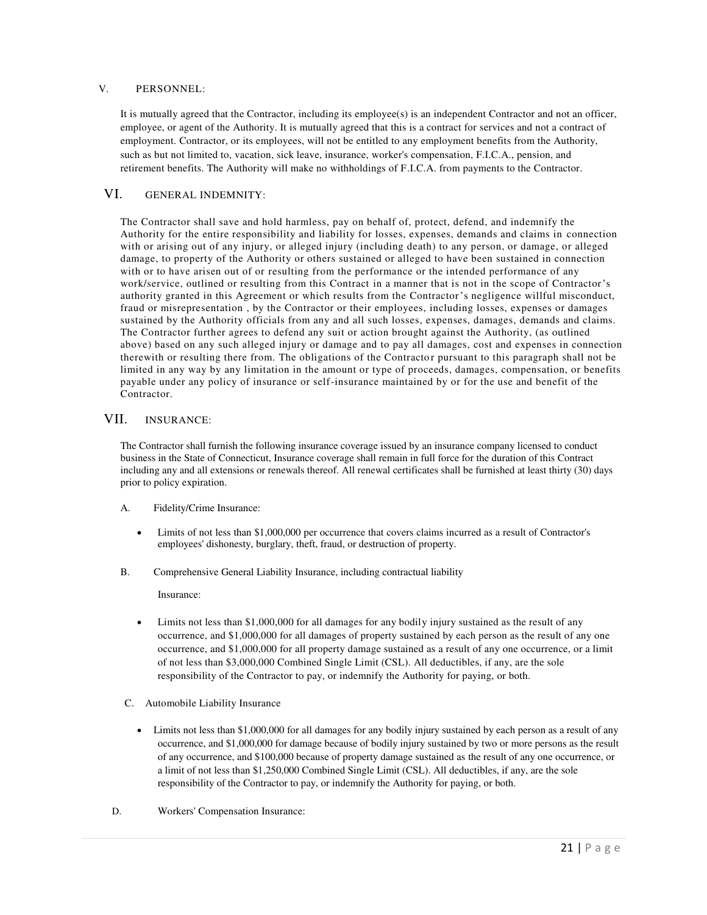## V. PERSONNEL:

It is mutually agreed that the Contractor, including its employee(s) is an independent Contractor and not an officer, employee, or agent of the Authority. It is mutually agreed that this is a contract for services and not a contract of employment. Contractor, or its employees, will not be entitled to any employment benefits from the Authority, such as but not limited to, vacation, sick leave, insurance, worker's compensation, F.I.C.A., pension, and retirement benefits. The Authority will make no withholdings of F.I.C.A. from payments to the Contractor.

## VI. GENERAL INDEMNITY:

The Contractor shall save and hold harmless, pay on behalf of, protect, defend, and indemnify the Authority for the entire responsibility and liability for losses, expenses, demands and claims in connection with or arising out of any injury, or alleged injury (including death) to any person, or damage, or alleged damage, to property of the Authority or others sustained or alleged to have been sustained in connection with or to have arisen out of or resulting from the performance or the intended performance of any work/service, outlined or resulting from this Contract in a manner that is not in the scope of Contractor's authority granted in this Agreement or which results from the Contractor's negligence willful misconduct, fraud or misrepresentation , by the Contractor or their employees, including losses, expenses or damages sustained by the Authority officials from any and all such losses, expenses, damages, demands and claims. The Contractor further agrees to defend any suit or action brought against the Authority, (as outlined above) based on any such alleged injury or damage and to pay all damages, cost and expenses in connection therewith or resulting there from. The obligations of the Contractor pursuant to this paragraph shall not be limited in any way by any limitation in the amount or type of proceeds, damages, compensation, or benefits payable under any policy of insurance or self-insurance maintained by or for the use and benefit of the Contractor.

## VII. INSURANCE:

The Contractor shall furnish the following insurance coverage issued by an insurance company licensed to conduct business in the State of Connecticut, Insurance coverage shall remain in full force for the duration of this Contract including any and all extensions or renewals thereof. All renewal certificates shall be furnished at least thirty (30) days prior to policy expiration.

A. Fidelity/Crime Insurance:

- Limits of not less than $1,000,000 per occurrence that covers claims incurred as a result of Contractor's employees' dishonesty, burglary, theft, fraud, or destruction of property.

B. Comprehensive General Liability Insurance, including contractual liability

Insurance:

- Limits not less than $1,000,000 for all damages for any bodily injury sustained as the result of any occurrence, and $1,000,000 for all damages of property sustained by each person as the result of any one occurrence, and $1,000,000 for all property damage sustained as a result of any one occurrence, or a limit of not less than $3,000,000 Combined Single Limit (CSL). All deductibles, if any, are the sole responsibility of the Contractor to pay, or indemnify the Authority for paying, or both.

C. Automobile Liability Insurance

- Limits not less than $1,000,000 for all damages for any bodily injury sustained by each person as a result of any occurrence, and $1,000,000 for damage because of bodily injury sustained by two or more persons as the result of any occurrence, and $100,000 because of property damage sustained as the result of any one occurrence, or a limit of not less than $1,250,000 Combined Single Limit (CSL). All deductibles, if any, are the sole responsibility of the Contractor to pay, or indemnify the Authority for paying, or both.

D. Workers' Compensation Insurance: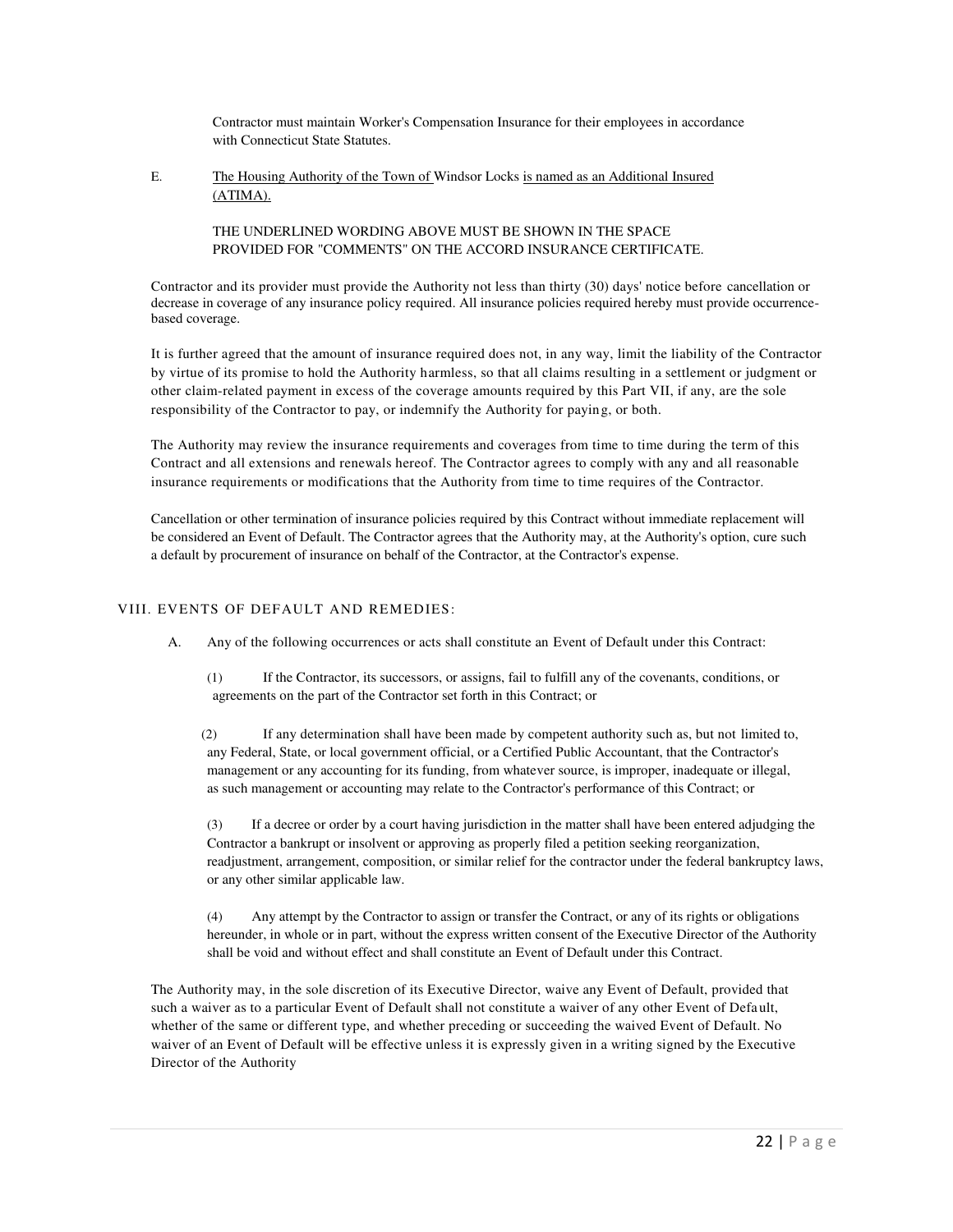Contractor must maintain Worker's Compensation Insurance for their employees in accordance with Connecticut State Statutes.

E. <u>The Housing Authority of the Town of</u> Windsor Locks <u>is named as an Additional Insured (ATIMA).</u>

THE UNDERLINED WORDING ABOVE MUST BE SHOWN IN THE SPACE PROVIDED FOR "COMMENTS" ON THE ACCORD INSURANCE CERTIFICATE.

Contractor and its provider must provide the Authority not less than thirty (30) days' notice before cancellation or decrease in coverage of any insurance policy required. All insurance policies required hereby must provide occurrence-based coverage.

It is further agreed that the amount of insurance required does not, in any way, limit the liability of the Contractor by virtue of its promise to hold the Authority harmless, so that all claims resulting in a settlement or judgment or other claim-related payment in excess of the coverage amounts required by this Part VII, if any, are the sole responsibility of the Contractor to pay, or indemnify the Authority for paying, or both.

The Authority may review the insurance requirements and coverages from time to time during the term of this Contract and all extensions and renewals hereof. The Contractor agrees to comply with any and all reasonable insurance requirements or modifications that the Authority from time to time requires of the Contractor.

Cancellation or other termination of insurance policies required by this Contract without immediate replacement will be considered an Event of Default. The Contractor agrees that the Authority may, at the Authority's option, cure such a default by procurement of insurance on behalf of the Contractor, at the Contractor's expense.

## VIII. EVENTS OF DEFAULT AND REMEDIES:

A. Any of the following occurrences or acts shall constitute an Event of Default under this Contract:

(1) If the Contractor, its successors, or assigns, fail to fulfill any of the covenants, conditions, or agreements on the part of the Contractor set forth in this Contract; or

(2) If any determination shall have been made by competent authority such as, but not limited to, any Federal, State, or local government official, or a Certified Public Accountant, that the Contractor's management or any accounting for its funding, from whatever source, is improper, inadequate or illegal, as such management or accounting may relate to the Contractor's performance of this Contract; or

(3) If a decree or order by a court having jurisdiction in the matter shall have been entered adjudging the Contractor a bankrupt or insolvent or approving as properly filed a petition seeking reorganization, readjustment, arrangement, composition, or similar relief for the contractor under the federal bankruptcy laws, or any other similar applicable law.

(4) Any attempt by the Contractor to assign or transfer the Contract, or any of its rights or obligations hereunder, in whole or in part, without the express written consent of the Executive Director of the Authority shall be void and without effect and shall constitute an Event of Default under this Contract.

The Authority may, in the sole discretion of its Executive Director, waive any Event of Default, provided that such a waiver as to a particular Event of Default shall not constitute a waiver of any other Event of Default, whether of the same or different type, and whether preceding or succeeding the waived Event of Default. No waiver of an Event of Default will be effective unless it is expressly given in a writing signed by the Executive Director of the Authority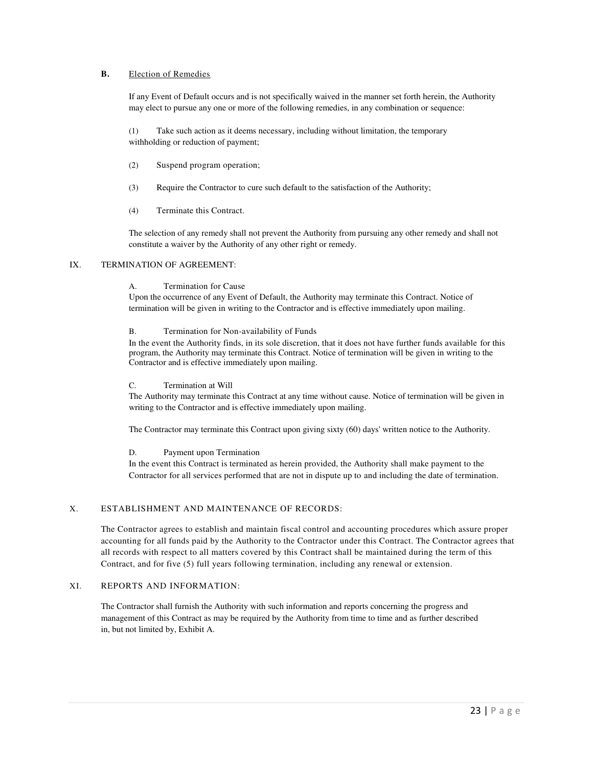**B.** Election of Remedies

If any Event of Default occurs and is not specifically waived in the manner set forth herein, the Authority may elect to pursue any one or more of the following remedies, in any combination or sequence:

(1) Take such action as it deems necessary, including without limitation, the temporary withholding or reduction of payment;

(2) Suspend program operation;

(3) Require the Contractor to cure such default to the satisfaction of the Authority;

(4) Terminate this Contract.

The selection of any remedy shall not prevent the Authority from pursuing any other remedy and shall not constitute a waiver by the Authority of any other right or remedy.

## IX. TERMINATION OF AGREEMENT:

A. Termination for Cause

Upon the occurrence of any Event of Default, the Authority may terminate this Contract. Notice of termination will be given in writing to the Contractor and is effective immediately upon mailing.

B. Termination for Non-availability of Funds

In the event the Authority finds, in its sole discretion, that it does not have further funds available for this program, the Authority may terminate this Contract. Notice of termination will be given in writing to the Contractor and is effective immediately upon mailing.

C. Termination at Will

The Authority may terminate this Contract at any time without cause. Notice of termination will be given in writing to the Contractor and is effective immediately upon mailing.

The Contractor may terminate this Contract upon giving sixty (60) days' written notice to the Authority.

D. Payment upon Termination

In the event this Contract is terminated as herein provided, the Authority shall make payment to the Contractor for all services performed that are not in dispute up to and including the date of termination.

## X. ESTABLISHMENT AND MAINTENANCE OF RECORDS:

The Contractor agrees to establish and maintain fiscal control and accounting procedures which assure proper accounting for all funds paid by the Authority to the Contractor under this Contract. The Contractor agrees that all records with respect to all matters covered by this Contract shall be maintained during the term of this Contract, and for five (5) full years following termination, including any renewal or extension.

## XI. REPORTS AND INFORMATION:

The Contractor shall furnish the Authority with such information and reports concerning the progress and management of this Contract as may be required by the Authority from time to time and as further described in, but not limited by, Exhibit A.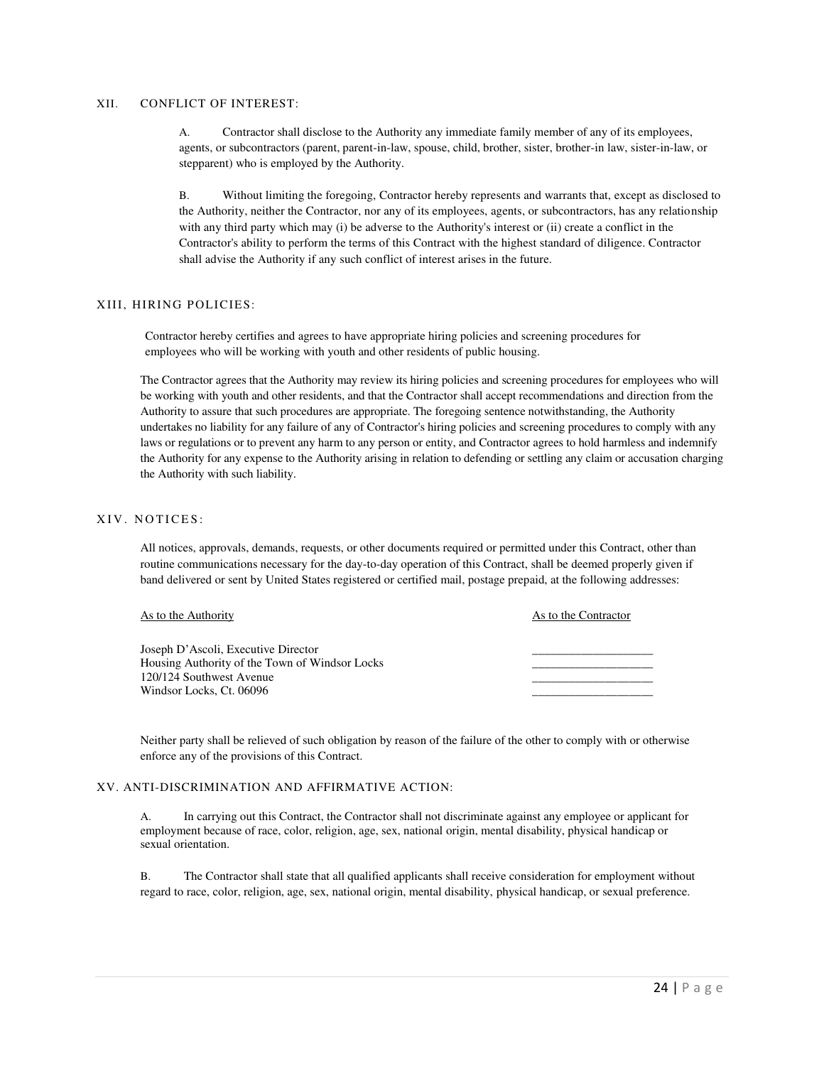## XII. CONFLICT OF INTEREST:

A. Contractor shall disclose to the Authority any immediate family member of any of its employees, agents, or subcontractors (parent, parent-in-law, spouse, child, brother, sister, brother-in law, sister-in-law, or stepparent) who is employed by the Authority.

B. Without limiting the foregoing, Contractor hereby represents and warrants that, except as disclosed to the Authority, neither the Contractor, nor any of its employees, agents, or subcontractors, has any relationship with any third party which may (i) be adverse to the Authority's interest or (ii) create a conflict in the Contractor's ability to perform the terms of this Contract with the highest standard of diligence. Contractor shall advise the Authority if any such conflict of interest arises in the future.

## XIII, HIRING POLICIES:

Contractor hereby certifies and agrees to have appropriate hiring policies and screening procedures for employees who will be working with youth and other residents of public housing.

The Contractor agrees that the Authority may review its hiring policies and screening procedures for employees who will be working with youth and other residents, and that the Contractor shall accept recommendations and direction from the Authority to assure that such procedures are appropriate. The foregoing sentence notwithstanding, the Authority undertakes no liability for any failure of any of Contractor's hiring policies and screening procedures to comply with any laws or regulations or to prevent any harm to any person or entity, and Contractor agrees to hold harmless and indemnify the Authority for any expense to the Authority arising in relation to defending or settling any claim or accusation charging the Authority with such liability.

## XIV. NOTICES:

All notices, approvals, demands, requests, or other documents required or permitted under this Contract, other than routine communications necessary for the day-to-day operation of this Contract, shall be deemed properly given if band delivered or sent by United States registered or certified mail, postage prepaid, at the following addresses:

| As to the Authority | As to the Contractor |
|---|---|
| Joseph D'Ascoli, Executive Director | ____________________ |
| Housing Authority of the Town of Windsor Locks | ____________________ |
| 120/124 Southwest Avenue | ____________________ |
| Windsor Locks, Ct. 06096 | ____________________ |

Neither party shall be relieved of such obligation by reason of the failure of the other to comply with or otherwise enforce any of the provisions of this Contract.

## XV. ANTI-DISCRIMINATION AND AFFIRMATIVE ACTION:

A. In carrying out this Contract, the Contractor shall not discriminate against any employee or applicant for employment because of race, color, religion, age, sex, national origin, mental disability, physical handicap or sexual orientation.

B. The Contractor shall state that all qualified applicants shall receive consideration for employment without regard to race, color, religion, age, sex, national origin, mental disability, physical handicap, or sexual preference.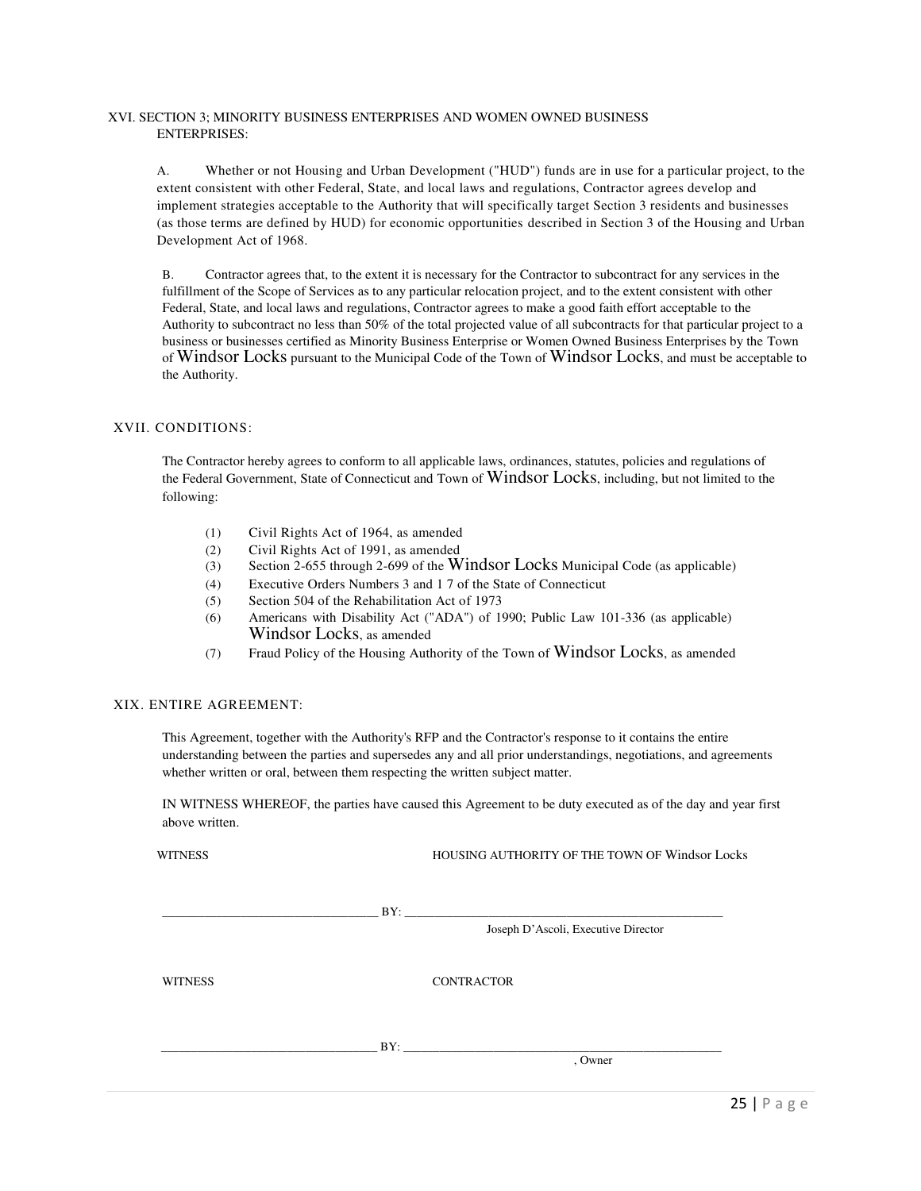XVI. SECTION 3; MINORITY BUSINESS ENTERPRISES AND WOMEN OWNED BUSINESS ENTERPRISES:

A. Whether or not Housing and Urban Development ("HUD") funds are in use for a particular project, to the extent consistent with other Federal, State, and local laws and regulations, Contractor agrees develop and implement strategies acceptable to the Authority that will specifically target Section 3 residents and businesses (as those terms are defined by HUD) for economic opportunities described in Section 3 of the Housing and Urban Development Act of 1968.

B. Contractor agrees that, to the extent it is necessary for the Contractor to subcontract for any services in the fulfillment of the Scope of Services as to any particular relocation project, and to the extent consistent with other Federal, State, and local laws and regulations, Contractor agrees to make a good faith effort acceptable to the Authority to subcontract no less than 50% of the total projected value of all subcontracts for that particular project to a business or businesses certified as Minority Business Enterprise or Women Owned Business Enterprises by the Town of Windsor Locks pursuant to the Municipal Code of the Town of Windsor Locks, and must be acceptable to the Authority.

XVII. CONDITIONS:

The Contractor hereby agrees to conform to all applicable laws, ordinances, statutes, policies and regulations of the Federal Government, State of Connecticut and Town of Windsor Locks, including, but not limited to the following:

(1) Civil Rights Act of 1964, as amended
(2) Civil Rights Act of 1991, as amended
(3) Section 2-655 through 2-699 of the Windsor Locks Municipal Code (as applicable)
(4) Executive Orders Numbers 3 and 1 7 of the State of Connecticut
(5) Section 504 of the Rehabilitation Act of 1973
(6) Americans with Disability Act ("ADA") of 1990; Public Law 101-336 (as applicable) Windsor Locks, as amended
(7) Fraud Policy of the Housing Authority of the Town of Windsor Locks, as amended

XIX. ENTIRE AGREEMENT:

This Agreement, together with the Authority's RFP and the Contractor's response to it contains the entire understanding between the parties and supersedes any and all prior understandings, negotiations, and agreements whether written or oral, between them respecting the written subject matter.

IN WITNESS WHEREOF, the parties have caused this Agreement to be duty executed as of the day and year first above written.

WITNESS HOUSING AUTHORITY OF THE TOWN OF Windsor Locks

__________________________________ BY: ____________________________________________________

Joseph D'Ascoli, Executive Director

WITNESS CONTRACTOR

__________________________________ BY: ____________________________________________________

, Owner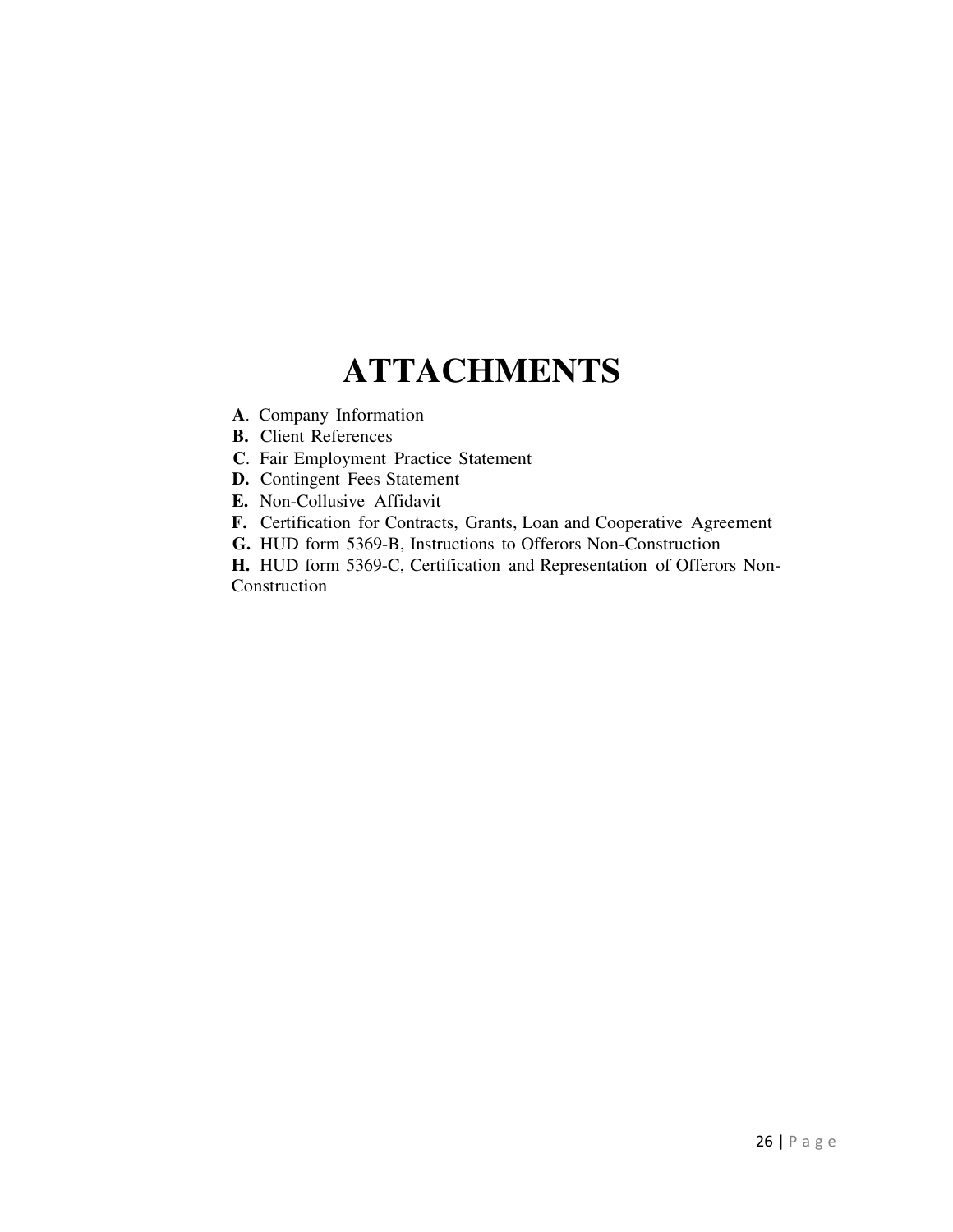# ATTACHMENTS

**A**. Company Information
**B.** Client References
**C**. Fair Employment Practice Statement
**D.** Contingent Fees Statement
**E.** Non-Collusive Affidavit
**F.** Certification for Contracts, Grants, Loan and Cooperative Agreement
**G.** HUD form 5369-B, Instructions to Offerors Non-Construction
**H.** HUD form 5369-C, Certification and Representation of Offerors Non-Construction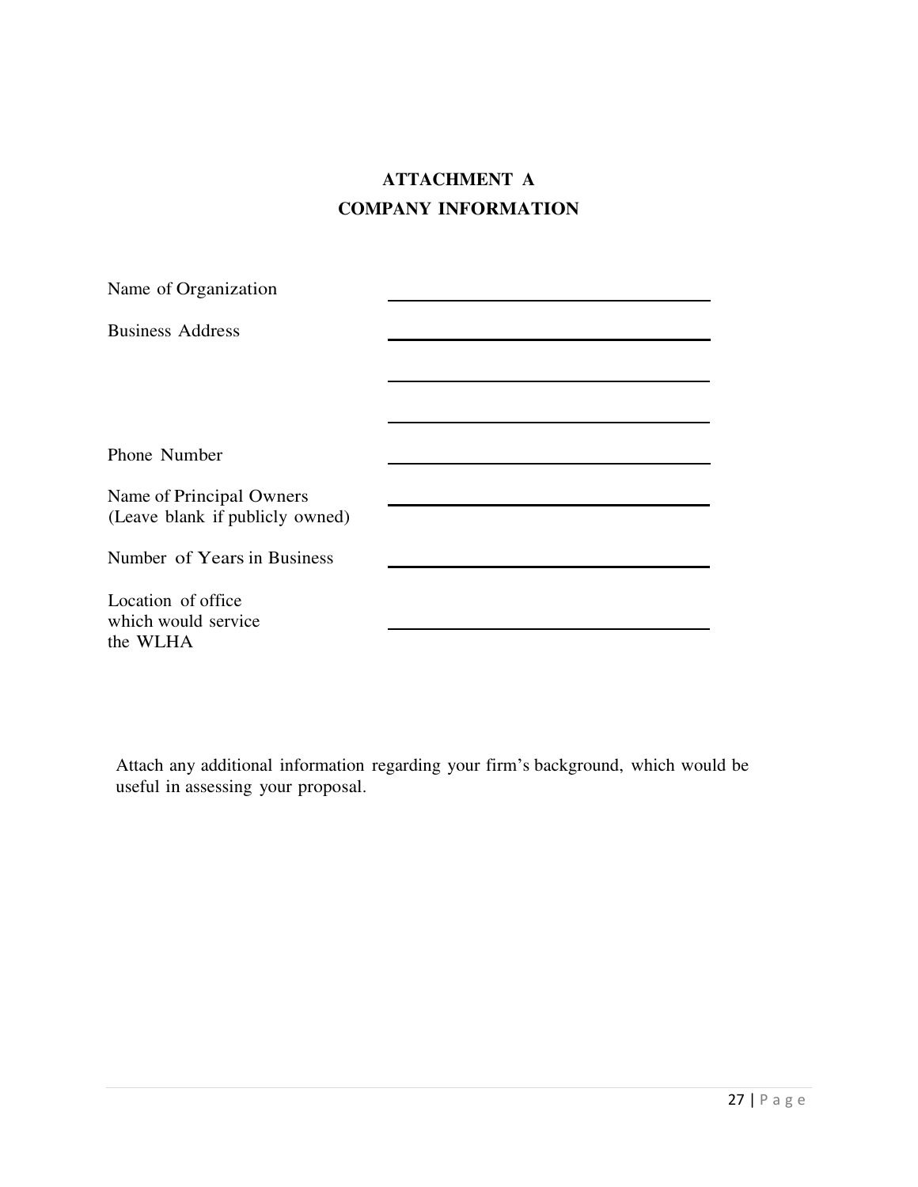# ATTACHMENT A

## COMPANY INFORMATION

| | |
|---|---|
| Name of Organization | _______________ |
| Business Address | _______________ |
| | _______________ |
| | _______________ |
| Phone Number | _______________ |
| Name of Principal Owners (Leave blank if publicly owned) | _______________ |
| Number of Years in Business | _______________ |
| Location of office which would service the WLHA | _______________ |

Attach any additional information regarding your firm's background, which would be useful in assessing your proposal.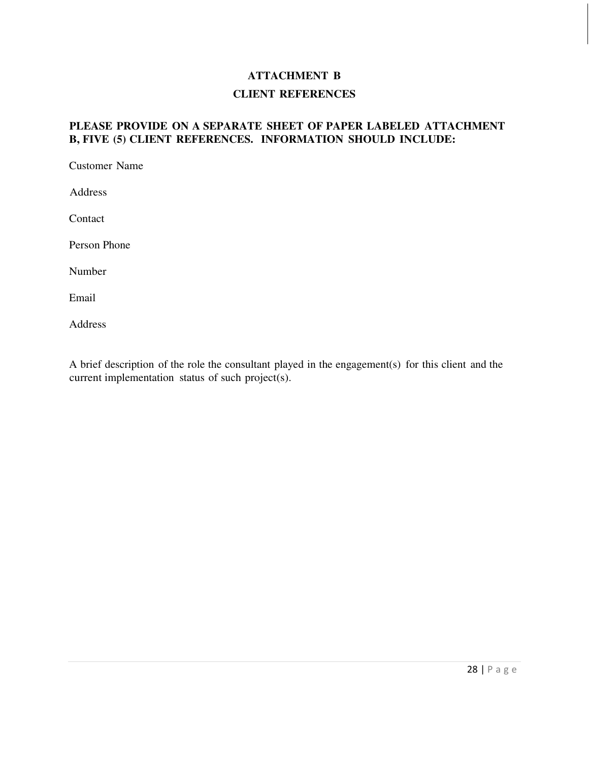# ATTACHMENT B

## CLIENT REFERENCES

**PLEASE PROVIDE ON A SEPARATE SHEET OF PAPER LABELED ATTACHMENT B, FIVE (5) CLIENT REFERENCES. INFORMATION SHOULD INCLUDE:**

Customer Name

Address

Contact

Person Phone

Number

Email

Address

A brief description of the role the consultant played in the engagement(s) for this client and the current implementation status of such project(s).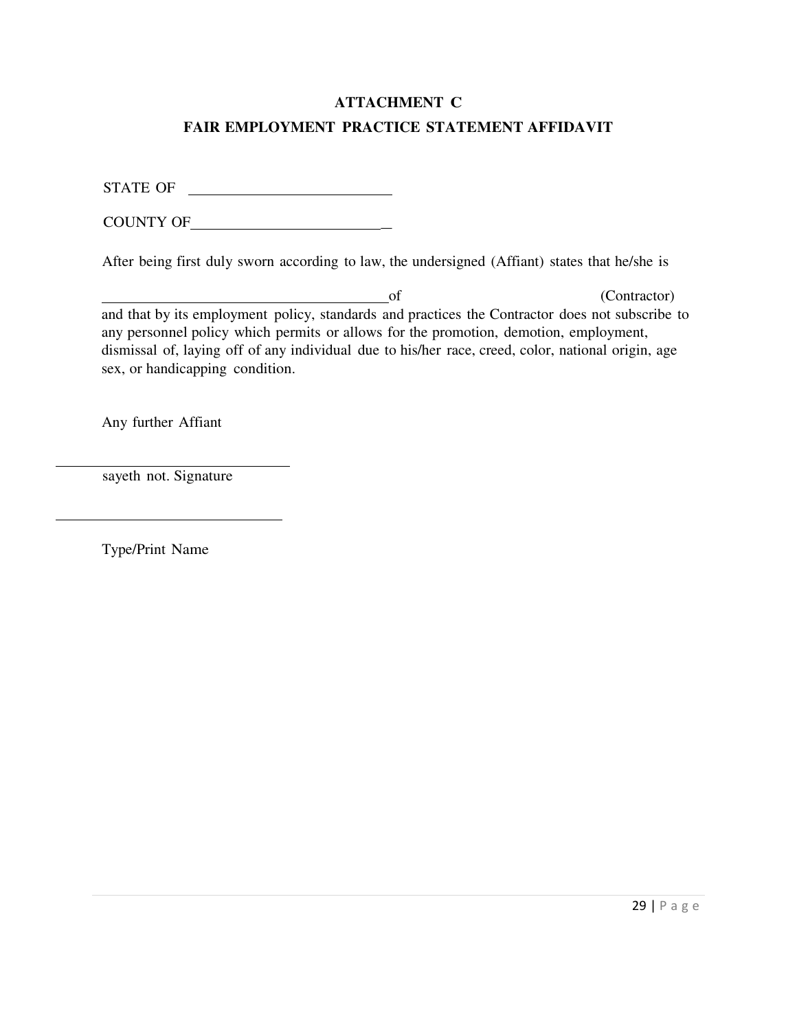**ATTACHMENT C**

**FAIR EMPLOYMENT PRACTICE STATEMENT AFFIDAVIT**

STATE OF \_\_\_\_\_\_\_\_\_\_\_\_\_\_\_\_\_\_\_\_\_\_\_\_\_\_

COUNTY OF\_\_\_\_\_\_\_\_\_\_\_\_\_\_\_\_\_\_\_\_\_\_\_\_\_\_

After being first duly sworn according to law, the undersigned (Affiant) states that he/she is

\_\_\_\_\_\_\_\_\_\_\_\_\_\_\_\_\_\_\_\_\_\_\_\_\_\_\_\_\_\_\_\_\_\_\_\_\_\_of (Contractor) and that by its employment policy, standards and practices the Contractor does not subscribe to any personnel policy which permits or allows for the promotion, demotion, employment, dismissal of, laying off of any individual due to his/her race, creed, color, national origin, age sex, or handicapping condition.

Any further Affiant

\_\_\_\_\_\_\_\_\_\_\_\_\_\_\_\_\_\_\_\_\_\_\_\_\_\_\_\_\_\_\_

sayeth not. Signature

\_\_\_\_\_\_\_\_\_\_\_\_\_\_\_\_\_\_\_\_\_\_\_\_\_\_\_\_\_\_\_

Type/Print Name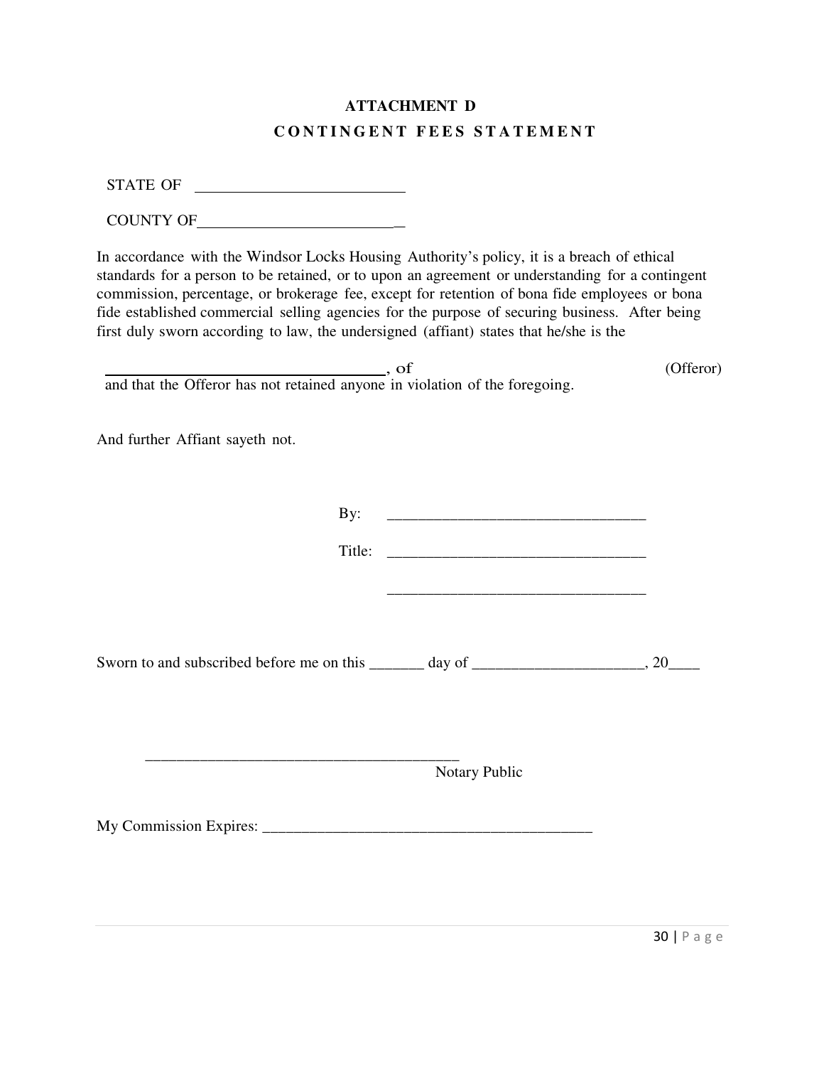## ATTACHMENT D

## CONTINGENT FEES STATEMENT

STATE OF ___________________________

COUNTY OF__________________________

In accordance with the Windsor Locks Housing Authority's policy, it is a breach of ethical standards for a person to be retained, or to upon an agreement or understanding for a contingent commission, percentage, or brokerage fee, except for retention of bona fide employees or bona fide established commercial selling agencies for the purpose of securing business. After being first duly sworn according to law, the undersigned (affiant) states that he/she is the

___________________________________, of (Offeror) and that the Offeror has not retained anyone in violation of the foregoing.

And further Affiant sayeth not.

By: _________________________________

Title: _________________________________

_________________________________

Sworn to and subscribed before me on this _______ day of ______________________, 20____

_________________________________________

Notary Public

My Commission Expires: ___________________________________________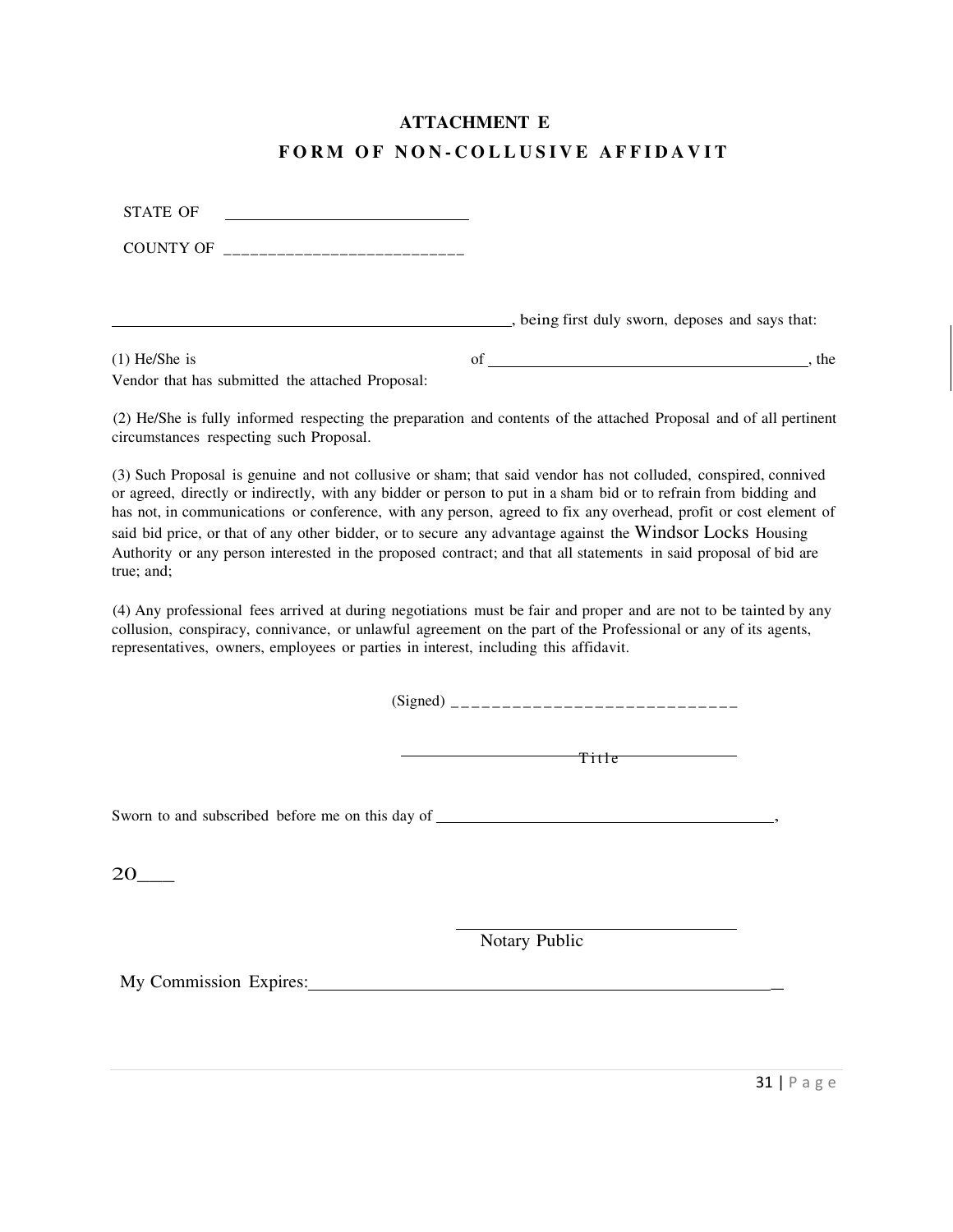# ATTACHMENT E

## FORM OF NON-COLLUSIVE AFFIDAVIT

STATE OF ____________________________

COUNTY OF ___________________________

__________________________________________________, being first duly sworn, deposes and says that:

(1) He/She is ____________________ of ________________________________________, the Vendor that has submitted the attached Proposal:

(2) He/She is fully informed respecting the preparation and contents of the attached Proposal and of all pertinent circumstances respecting such Proposal.

(3) Such Proposal is genuine and not collusive or sham; that said vendor has not colluded, conspired, connived or agreed, directly or indirectly, with any bidder or person to put in a sham bid or to refrain from bidding and has not, in communications or conference, with any person, agreed to fix any overhead, profit or cost element of said bid price, or that of any other bidder, or to secure any advantage against the Windsor Locks Housing Authority or any person interested in the proposed contract; and that all statements in said proposal of bid are true; and;

(4) Any professional fees arrived at during negotiations must be fair and proper and are not to be tainted by any collusion, conspiracy, connivance, or unlawful agreement on the part of the Professional or any of its agents, representatives, owners, employees or parties in interest, including this affidavit.

(Signed) ____________________________

____________________________
Title

Sworn to and subscribed before me on this day of ________________________________________,

20___

____________________________
Notary Public

My Commission Expires:________________________________________________________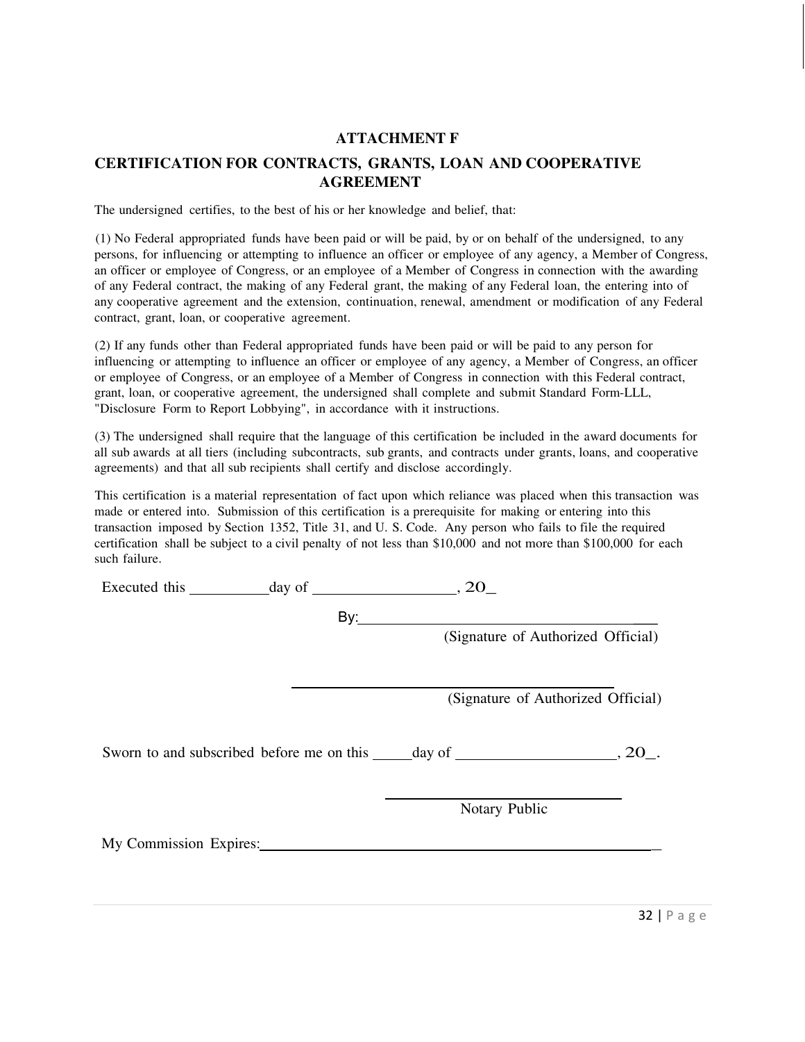## ATTACHMENT F

## CERTIFICATION FOR CONTRACTS, GRANTS, LOAN AND COOPERATIVE AGREEMENT

The undersigned certifies, to the best of his or her knowledge and belief, that:

(1) No Federal appropriated funds have been paid or will be paid, by or on behalf of the undersigned, to any persons, for influencing or attempting to influence an officer or employee of any agency, a Member of Congress, an officer or employee of Congress, or an employee of a Member of Congress in connection with the awarding of any Federal contract, the making of any Federal grant, the making of any Federal loan, the entering into of any cooperative agreement and the extension, continuation, renewal, amendment or modification of any Federal contract, grant, loan, or cooperative agreement.

(2) If any funds other than Federal appropriated funds have been paid or will be paid to any person for influencing or attempting to influence an officer or employee of any agency, a Member of Congress, an officer or employee of Congress, or an employee of a Member of Congress in connection with this Federal contract, grant, loan, or cooperative agreement, the undersigned shall complete and submit Standard Form-LLL, "Disclosure Form to Report Lobbying", in accordance with it instructions.

(3) The undersigned shall require that the language of this certification be included in the award documents for all sub awards at all tiers (including subcontracts, sub grants, and contracts under grants, loans, and cooperative agreements) and that all sub recipients shall certify and disclose accordingly.

This certification is a material representation of fact upon which reliance was placed when this transaction was made or entered into. Submission of this certification is a prerequisite for making or entering into this transaction imposed by Section 1352, Title 31, and U. S. Code. Any person who fails to file the required certification shall be subject to a civil penalty of not less than $10,000 and not more than $100,000 for each such failure.

Executed this __________day of __________________, 20_

By:_____________________________________
(Signature of Authorized Official)

_____________________________________
(Signature of Authorized Official)

Sworn to and subscribed before me on this _____day of ____________________, 20_.

_____________________________
Notary Public

My Commission Expires:_____________________________________________